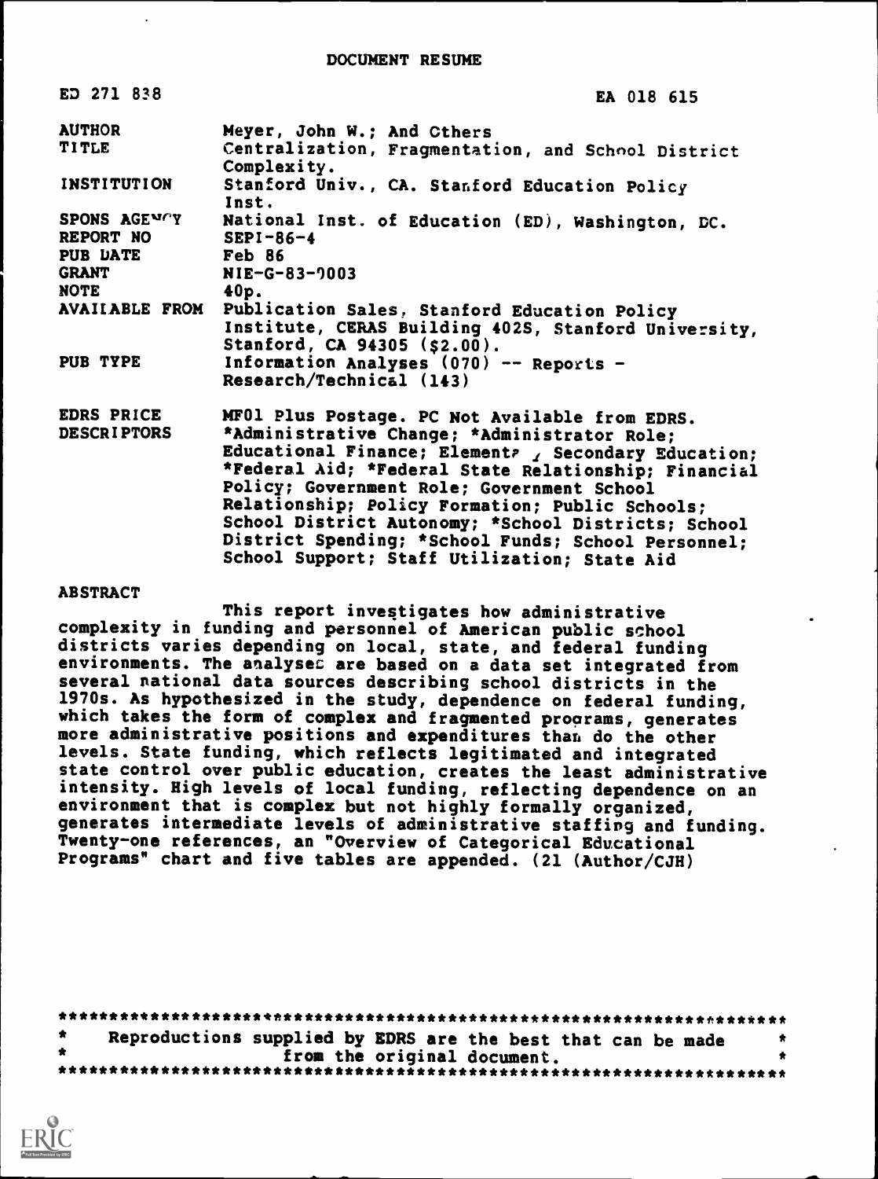DOCUMENT RESUME

| | | |
|---|---|---|
| ED 271 838 | | EA 018 615 |
| AUTHOR | Meyer, John W.; And Others | |
| TITLE | Centralization, Fragmentation, and School District Complexity. | |
| INSTITUTION | Stanford Univ., CA. Stanford Education Policy Inst. | |
| SPONS AGENCY | National Inst. of Education (ED), Washington, DC. | |
| REPORT NO | SEPI-86-4 | |
| PUB DATE | Feb 86 | |
| GRANT | NIE-G-83-0003 | |
| NOTE | 40p. | |
| AVAILABLE FROM | Publication Sales, Stanford Education Policy Institute, CERAS Building 402S, Stanford University, Stanford, CA 94305 ($2.00). | |
| PUB TYPE | Information Analyses (070) -- Reports - Research/Technical (143) | |
| EDRS PRICE | MF01 Plus Postage. PC Not Available from EDRS. | |
| DESCRIPTORS | *Administrative Change; *Administrator Role; Educational Finance; Elementary Secondary Education; *Federal Aid; *Federal State Relationship; Financial Policy; Government Role; Government School Relationship; Policy Formation; Public Schools; School District Autonomy; *School Districts; School District Spending; *School Funds; School Personnel; School Support; Staff Utilization; State Aid | |

ABSTRACT

This report investigates how administrative complexity in funding and personnel of American public school districts varies depending on local, state, and federal funding environments. The analyses are based on a data set integrated from several national data sources describing school districts in the 1970s. As hypothesized in the study, dependence on federal funding, which takes the form of complex and fragmented programs, generates more administrative positions and expenditures than do the other levels. State funding, which reflects legitimated and integrated state control over public education, creates the least administrative intensity. High levels of local funding, reflecting dependence on an environment that is complex but not highly formally organized, generates intermediate levels of administrative staffing and funding. Twenty-one references, an "Overview of Categorical Educational Programs" chart and five tables are appended. (21 (Author/CJH)

***********************************************************************
* Reproductions supplied by EDRS are the best that can be made *
* from the original document. *
***********************************************************************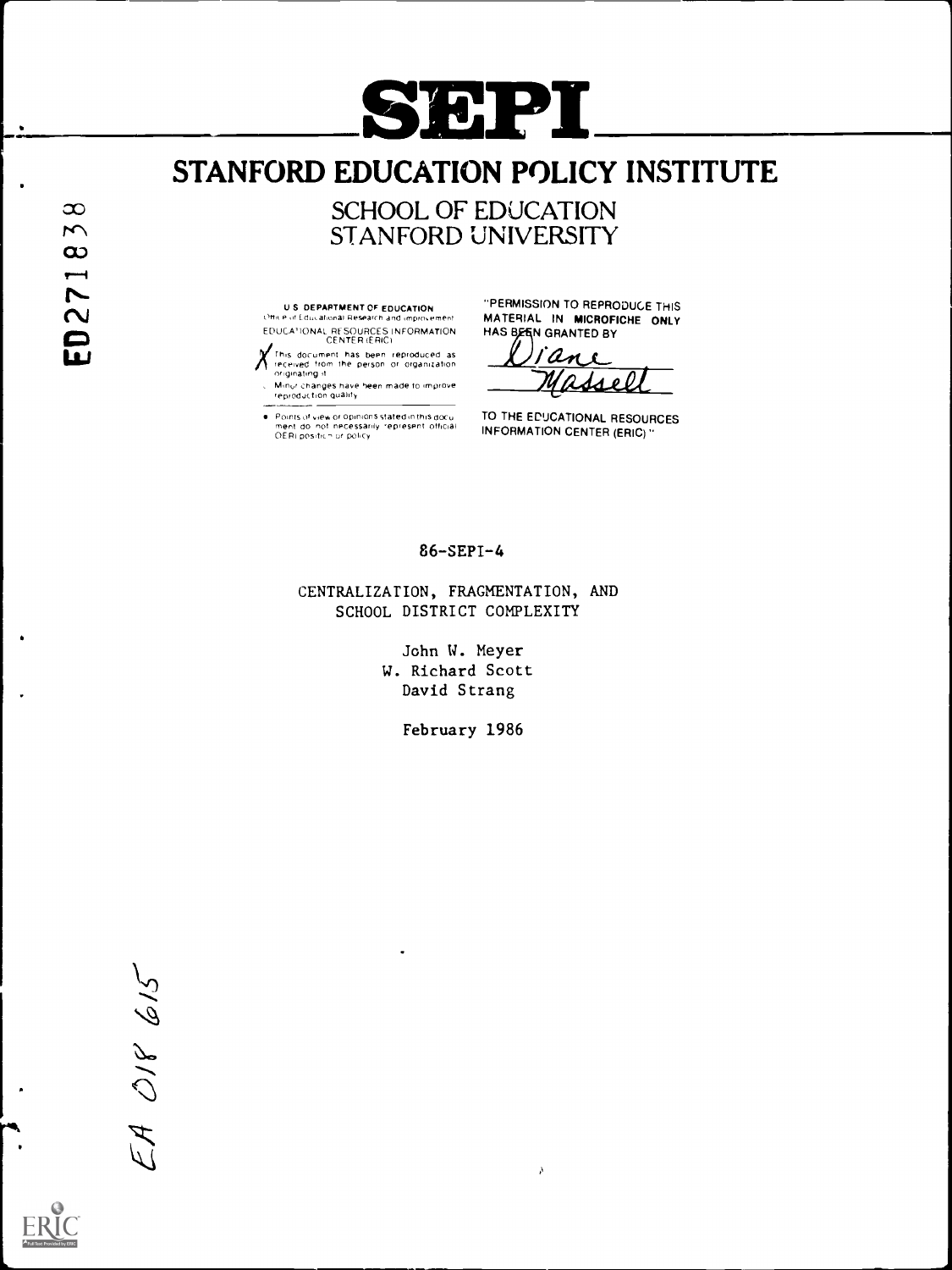# SEPI

## STANFORD EDUCATION POLICY INSTITUTE

### SCHOOL OF EDUCATION
### STANFORD UNIVERSITY

ED271838

U S DEPARTMENT OF EDUCATION
Office of Educational Research and Improvement
EDUCATIONAL RESOURCES INFORMATION CENTER (ERIC)

- This document has been reproduced as received from the person or organization originating it
- Minor changes have been made to improve reproduction quality
- Points of view or opinions stated in this document do not necessarily represent official OERI position or policy

"PERMISSION TO REPRODUCE THIS MATERIAL IN MICROFICHE ONLY HAS BEEN GRANTED BY

Diane Massell

TO THE EDUCATIONAL RESOURCES INFORMATION CENTER (ERIC)."

86-SEPI-4

CENTRALIZATION, FRAGMENTATION, AND SCHOOL DISTRICT COMPLEXITY

John W. Meyer
W. Richard Scott
David Strang

February 1986

EA 018 615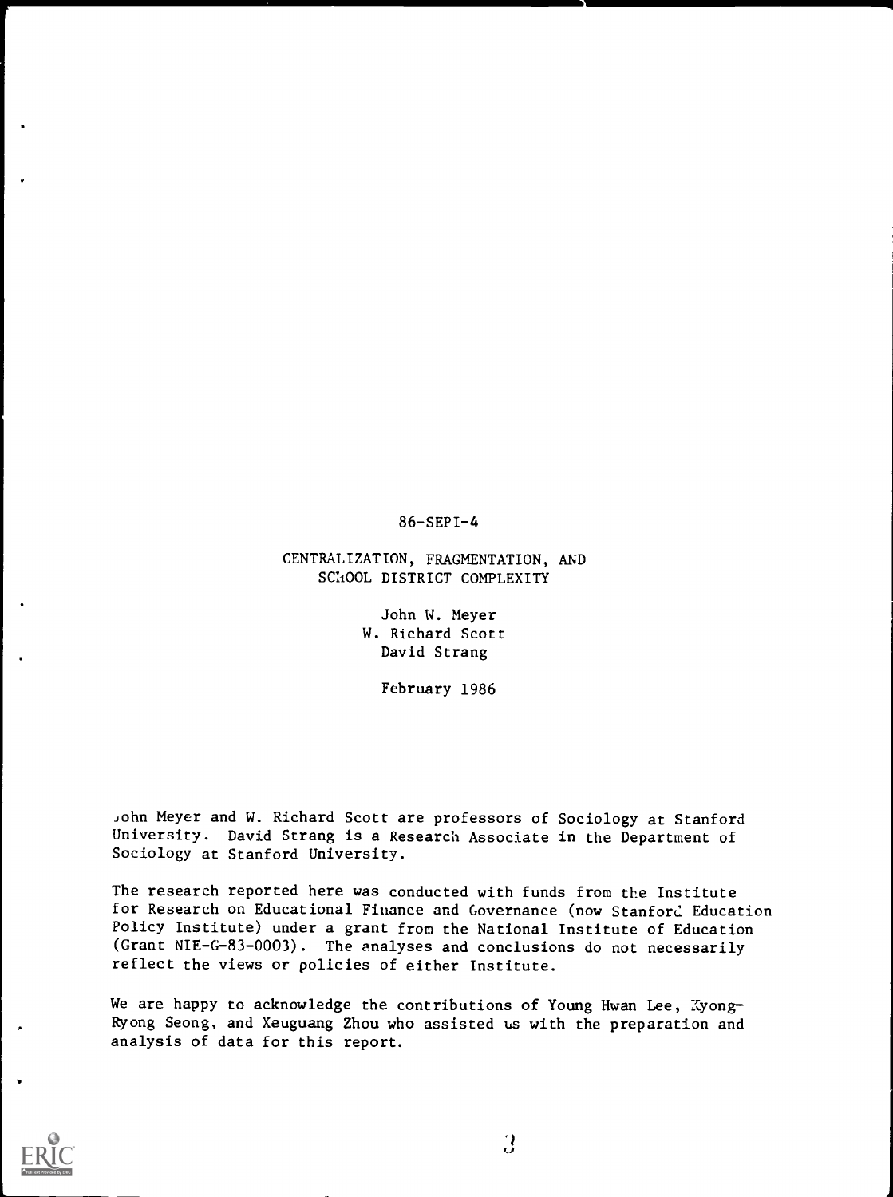86-SEPI-4

# CENTRALIZATION, FRAGMENTATION, AND SCHOOL DISTRICT COMPLEXITY

John W. Meyer
W. Richard Scott
David Strang

February 1986

John Meyer and W. Richard Scott are professors of Sociology at Stanford University. David Strang is a Research Associate in the Department of Sociology at Stanford University.

The research reported here was conducted with funds from the Institute for Research on Educational Finance and Governance (now Stanford Education Policy Institute) under a grant from the National Institute of Education (Grant NIE-G-83-0003). The analyses and conclusions do not necessarily reflect the views or policies of either Institute.

We are happy to acknowledge the contributions of Young Hwan Lee, Kyong-Ryong Seong, and Xeuguang Zhou who assisted us with the preparation and analysis of data for this report.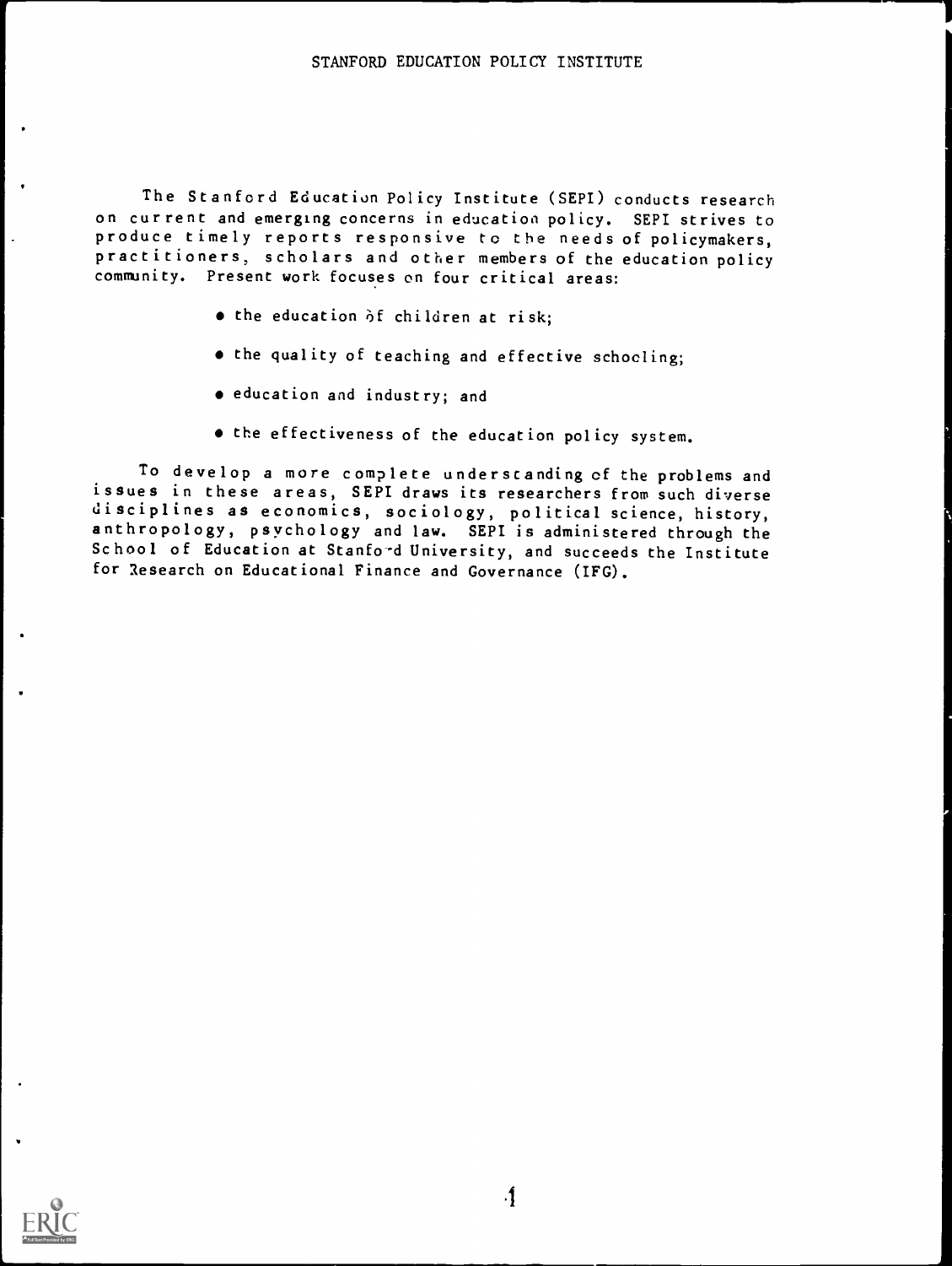# STANFORD EDUCATION POLICY INSTITUTE

The Stanford Education Policy Institute (SEPI) conducts research on current and emerging concerns in education policy. SEPI strives to produce timely reports responsive to the needs of policymakers, practitioners, scholars and other members of the education policy community. Present work focuses on four critical areas:

- the education of children at risk;
- the quality of teaching and effective schooling;
- education and industry; and
- the effectiveness of the education policy system.

To develop a more complete understanding of the problems and issues in these areas, SEPI draws its researchers from such diverse disciplines as economics, sociology, political science, history, anthropology, psychology and law. SEPI is administered through the School of Education at Stanford University, and succeeds the Institute for Research on Educational Finance and Governance (IFG).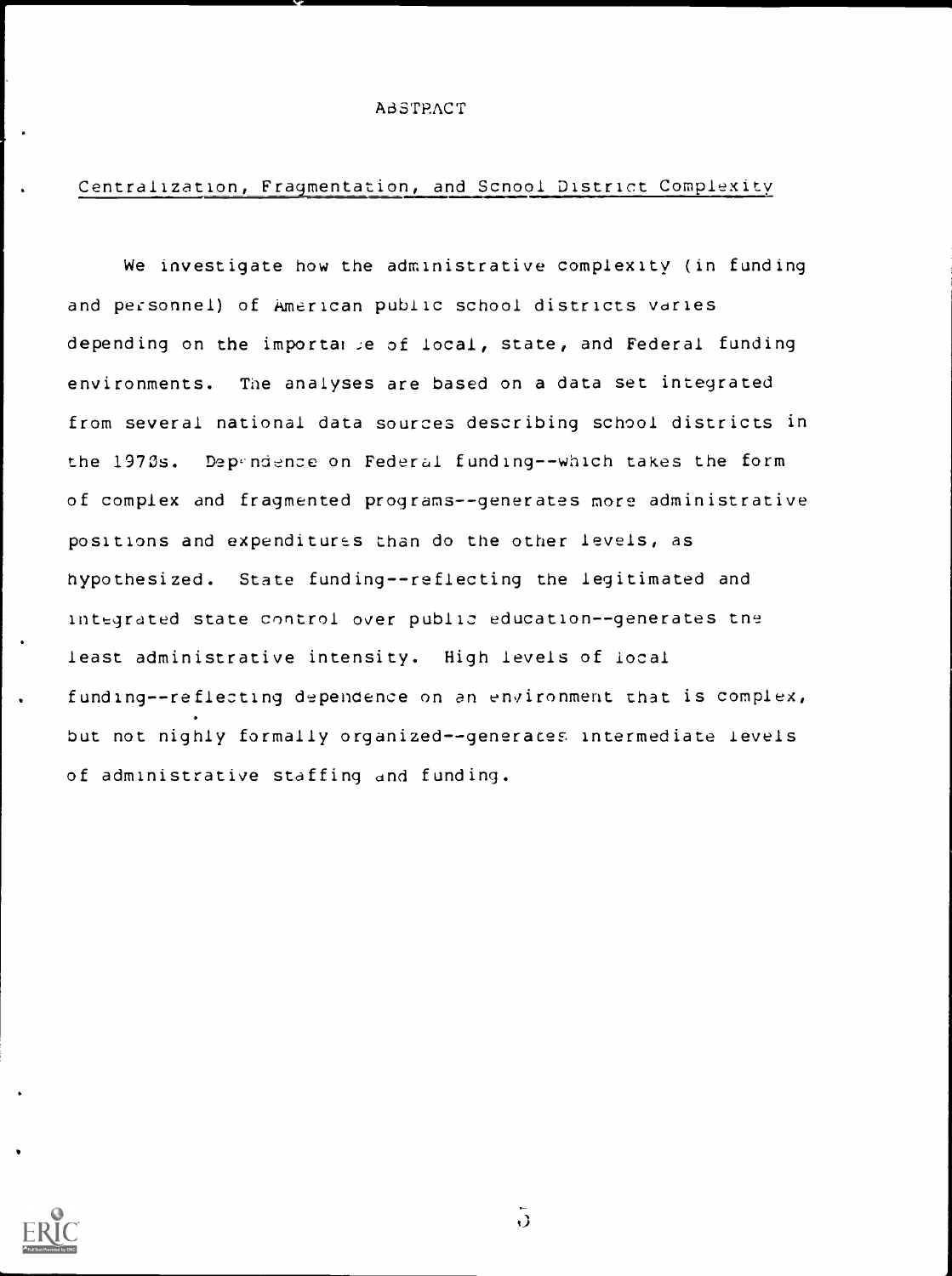ABSTRACT

Centralization, Fragmentation, and School District Complexity

We investigate how the administrative complexity (in funding and personnel) of American public school districts varies depending on the importance of local, state, and Federal funding environments. The analyses are based on a data set integrated from several national data sources describing school districts in the 1970s. Dependence on Federal funding--which takes the form of complex and fragmented programs--generates more administrative positions and expenditures than do the other levels, as hypothesized. State funding--reflecting the legitimated and integrated state control over public education--generates the least administrative intensity. High levels of local funding--reflecting dependence on an environment that is complex, but not highly formally organized--generates intermediate levels of administrative staffing and funding.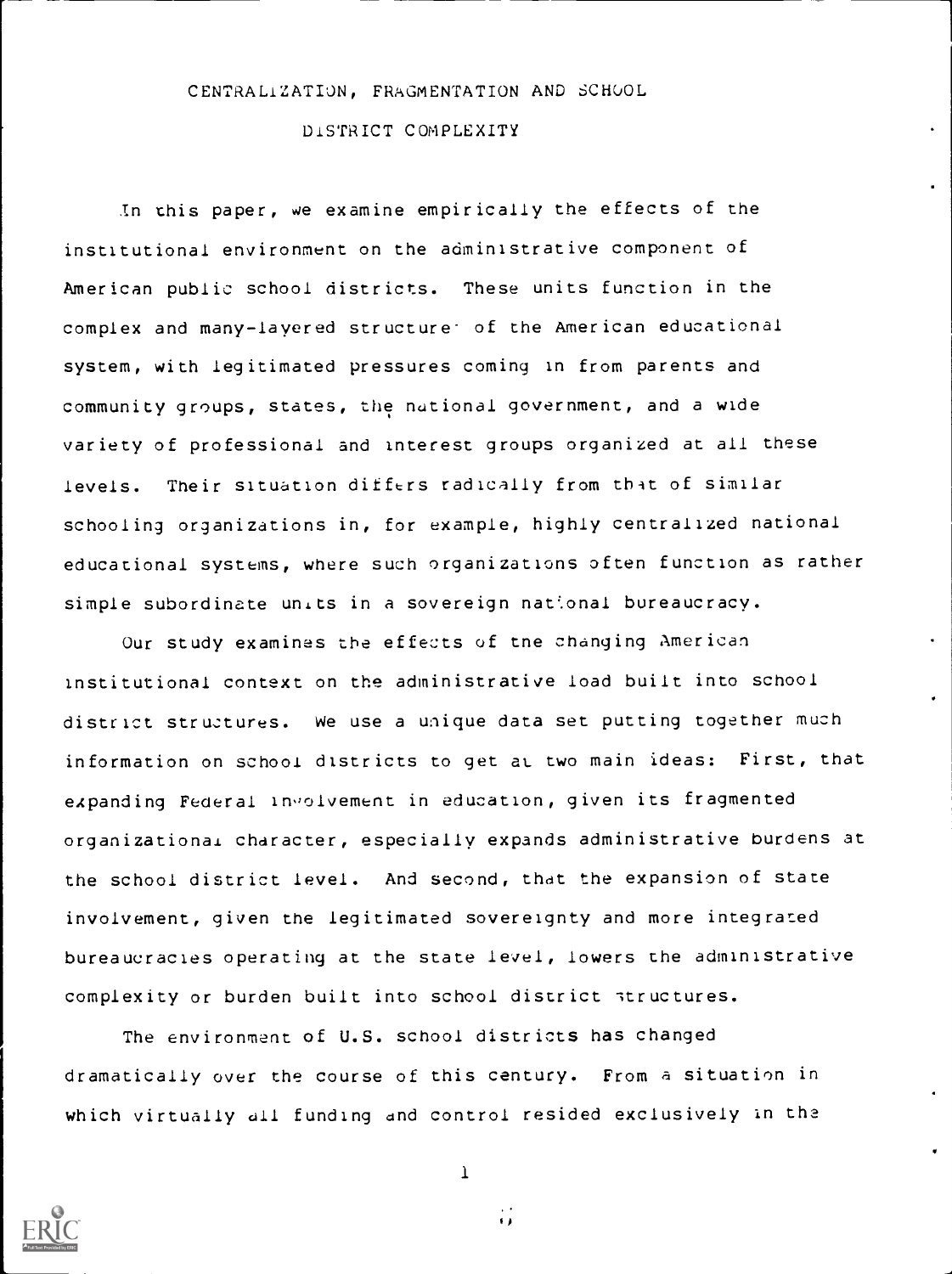# CENTRALIZATION, FRAGMENTATION AND SCHOOL DISTRICT COMPLEXITY

In this paper, we examine empirically the effects of the institutional environment on the administrative component of American public school districts. These units function in the complex and many-layered structure of the American educational system, with legitimated pressures coming in from parents and community groups, states, the national government, and a wide variety of professional and interest groups organized at all these levels. Their situation differs radically from that of similar schooling organizations in, for example, highly centralized national educational systems, where such organizations often function as rather simple subordinate units in a sovereign national bureaucracy.

Our study examines the effects of the changing American institutional context on the administrative load built into school district structures. We use a unique data set putting together much information on school districts to get at two main ideas: First, that expanding Federal involvement in education, given its fragmented organizational character, especially expands administrative burdens at the school district level. And second, that the expansion of state involvement, given the legitimated sovereignty and more integrated bureaucracies operating at the state level, lowers the administrative complexity or burden built into school district structures.

The environment of U.S. school districts has changed dramatically over the course of this century. From a situation in which virtually all funding and control resided exclusively in the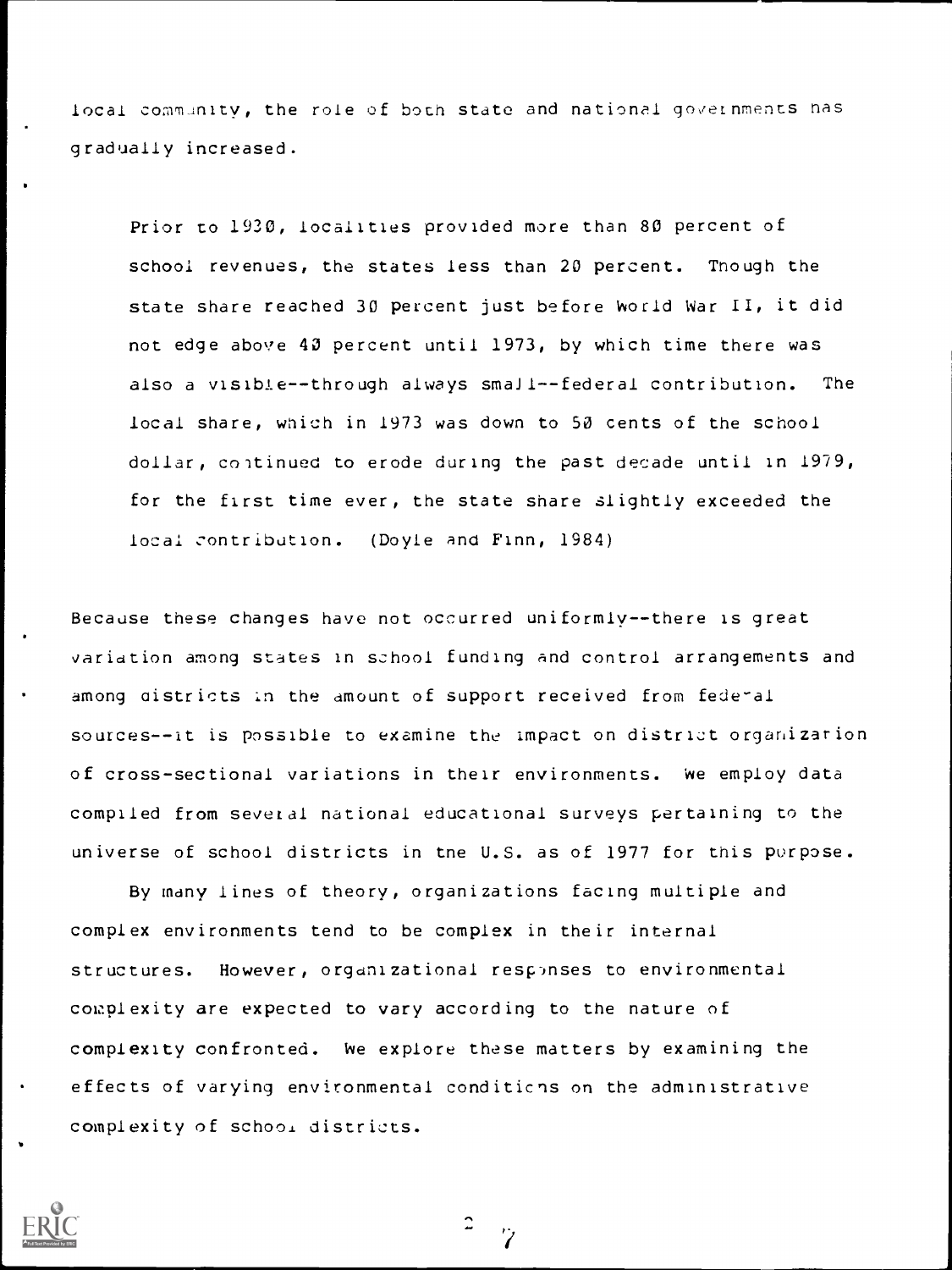local community, the role of both state and national governments has gradually increased.

> Prior to 1930, localities provided more than 80 percent of school revenues, the states less than 20 percent. Though the state share reached 30 percent just before World War II, it did not edge above 40 percent until 1973, by which time there was also a visible--through always small--federal contribution. The local share, which in 1973 was down to 50 cents of the school dollar, continued to erode during the past decade until in 1979, for the first time ever, the state share slightly exceeded the local contribution. (Doyle and Finn, 1984)

Because these changes have not occurred uniformly--there is great variation among states in school funding and control arrangements and among districts in the amount of support received from federal sources--it is possible to examine the impact on district organization of cross-sectional variations in their environments. We employ data compiled from several national educational surveys pertaining to the universe of school districts in the U.S. as of 1977 for this purpose.

By many lines of theory, organizations facing multiple and complex environments tend to be complex in their internal structures. However, organizational responses to environmental complexity are expected to vary according to the nature of complexity confronted. We explore these matters by examining the effects of varying environmental conditions on the administrative complexity of school districts.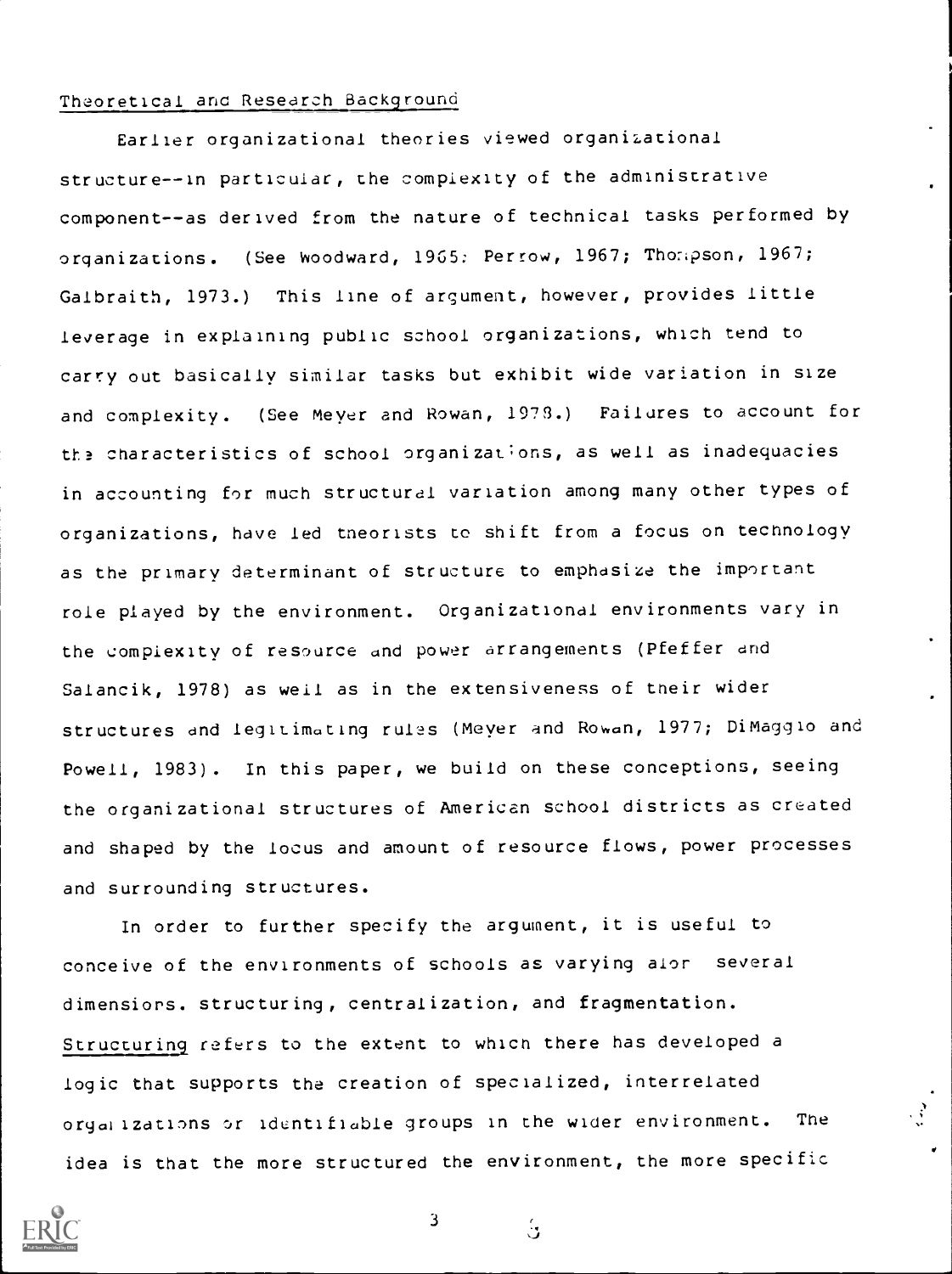Theoretical and Research Background

Earlier organizational theories viewed organizational structure--in particular, the complexity of the administrative component--as derived from the nature of technical tasks performed by organizations. (See Woodward, 1965; Perrow, 1967; Thompson, 1967; Galbraith, 1973.) This line of argument, however, provides little leverage in explaining public school organizations, which tend to carry out basically similar tasks but exhibit wide variation in size and complexity. (See Meyer and Rowan, 1978.) Failures to account for the characteristics of school organizations, as well as inadequacies in accounting for much structural variation among many other types of organizations, have led theorists to shift from a focus on technology as the primary determinant of structure to emphasize the important role played by the environment. Organizational environments vary in the complexity of resource and power arrangements (Pfeffer and Salancik, 1978) as well as in the extensiveness of their wider structures and legitimating rules (Meyer and Rowan, 1977; DiMaggio and Powell, 1983). In this paper, we build on these conceptions, seeing the organizational structures of American school districts as created and shaped by the locus and amount of resource flows, power processes and surrounding structures.

In order to further specify the argument, it is useful to conceive of the environments of schools as varying alor several dimensiors. structuring, centralization, and fragmentation. Structuring refers to the extent to which there has developed a logic that supports the creation of specialized, interrelated organizations or identifiable groups in the wider environment. The idea is that the more structured the environment, the more specific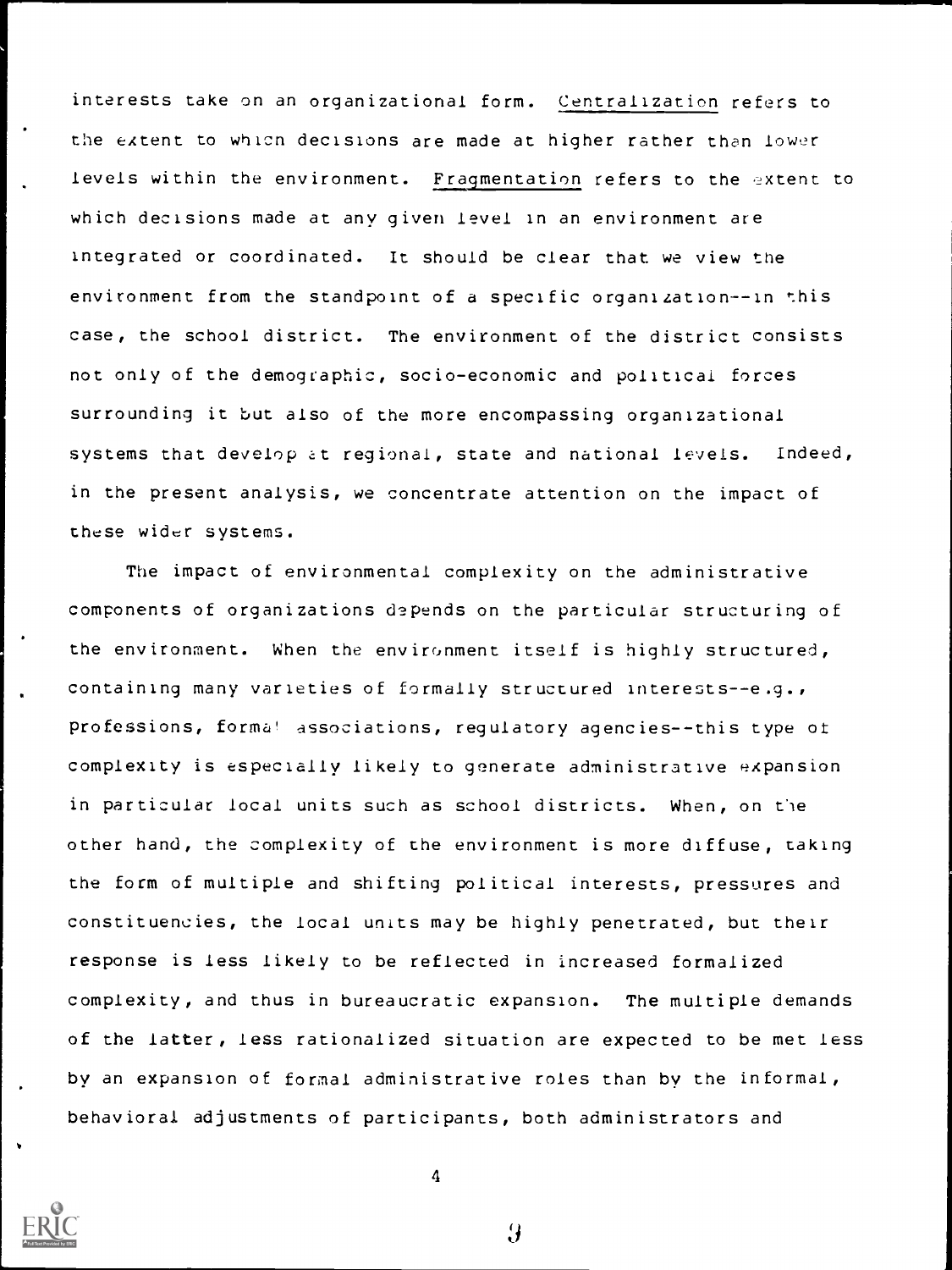interests take on an organizational form. Centralization refers to the extent to which decisions are made at higher rather than lower levels within the environment. Fragmentation refers to the extent to which decisions made at any given level in an environment are integrated or coordinated. It should be clear that we view the environment from the standpoint of a specific organization--in this case, the school district. The environment of the district consists not only of the demographic, socio-economic and political forces surrounding it but also of the more encompassing organizational systems that develop at regional, state and national levels. Indeed, in the present analysis, we concentrate attention on the impact of these wider systems.

The impact of environmental complexity on the administrative components of organizations depends on the particular structuring of the environment. When the environment itself is highly structured, containing many varieties of formally structured interests--e.g., professions, formal associations, regulatory agencies--this type of complexity is especially likely to generate administrative expansion in particular local units such as school districts. When, on the other hand, the complexity of the environment is more diffuse, taking the form of multiple and shifting political interests, pressures and constituencies, the local units may be highly penetrated, but their response is less likely to be reflected in increased formalized complexity, and thus in bureaucratic expansion. The multiple demands of the latter, less rationalized situation are expected to be met less by an expansion of formal administrative roles than by the informal, behavioral adjustments of participants, both administrators and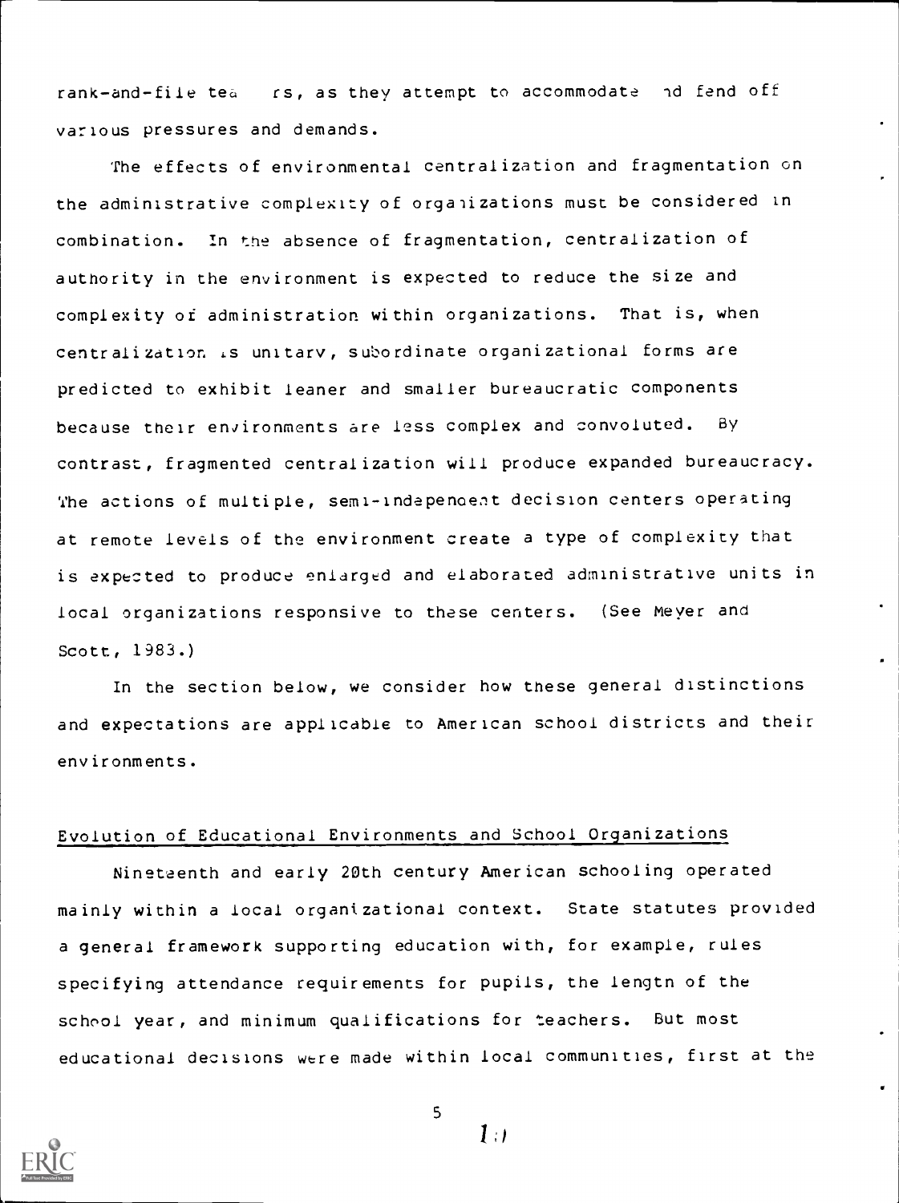rank-and-file tea rs, as they attempt to accommodate nd fend off various pressures and demands.

The effects of environmental centralization and fragmentation on the administrative complexity of organizations must be considered in combination. In the absence of fragmentation, centralization of authority in the environment is expected to reduce the size and complexity of administration within organizations. That is, when centralization is unitary, subordinate organizational forms are predicted to exhibit leaner and smaller bureaucratic components because their environments are less complex and convoluted. By contrast, fragmented centralization will produce expanded bureaucracy. The actions of multiple, semi-independent decision centers operating at remote levels of the environment create a type of complexity that is expected to produce enlarged and elaborated administrative units in local organizations responsive to these centers. (See Meyer and Scott, 1983.)

In the section below, we consider how these general distinctions and expectations are applicable to American school districts and their environments.

## Evolution of Educational Environments and School Organizations

Nineteenth and early 20th century American schooling operated mainly within a local organizational context. State statutes provided a general framework supporting education with, for example, rules specifying attendance requirements for pupils, the length of the school year, and minimum qualifications for teachers. But most educational decisions were made within local communities, first at the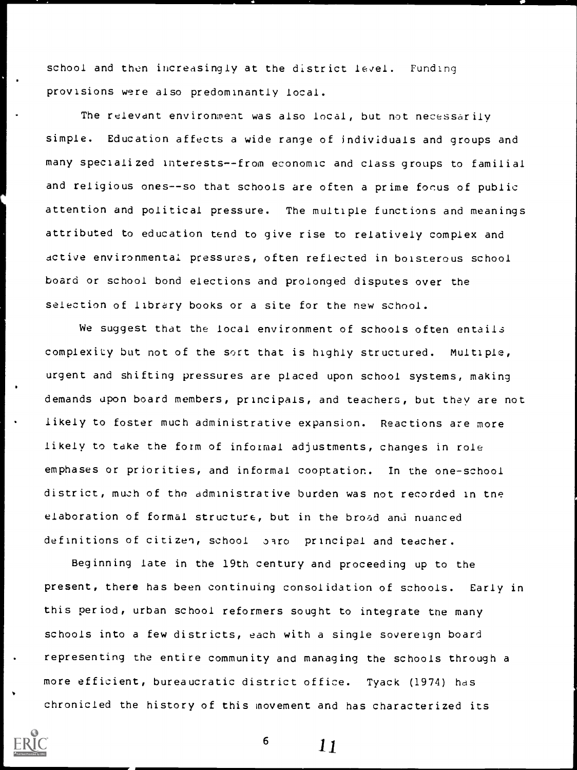school and then increasingly at the district level. Funding provisions were also predominantly local.

The relevant environment was also local, but not necessarily simple. Education affects a wide range of individuals and groups and many specialized interests--from economic and class groups to familial and religious ones--so that schools are often a prime focus of public attention and political pressure. The multiple functions and meanings attributed to education tend to give rise to relatively complex and active environmental pressures, often reflected in boisterous school board or school bond elections and prolonged disputes over the selection of library books or a site for the new school.

We suggest that the local environment of schools often entails complexity but not of the sort that is highly structured. Multiple, urgent and shifting pressures are placed upon school systems, making demands upon board members, principals, and teachers, but they are not likely to foster much administrative expansion. Reactions are more likely to take the form of informal adjustments, changes in role emphases or priorities, and informal cooptation. In the one-school district, much of the administrative burden was not recorded in the elaboration of formal structure, but in the broad and nuanced definitions of citizen, school board principal and teacher.

Beginning late in the 19th century and proceeding up to the present, there has been continuing consolidation of schools. Early in this period, urban school reformers sought to integrate the many schools into a few districts, each with a single sovereign board representing the entire community and managing the schools through a more efficient, bureaucratic district office. Tyack (1974) has chronicled the history of this movement and has characterized its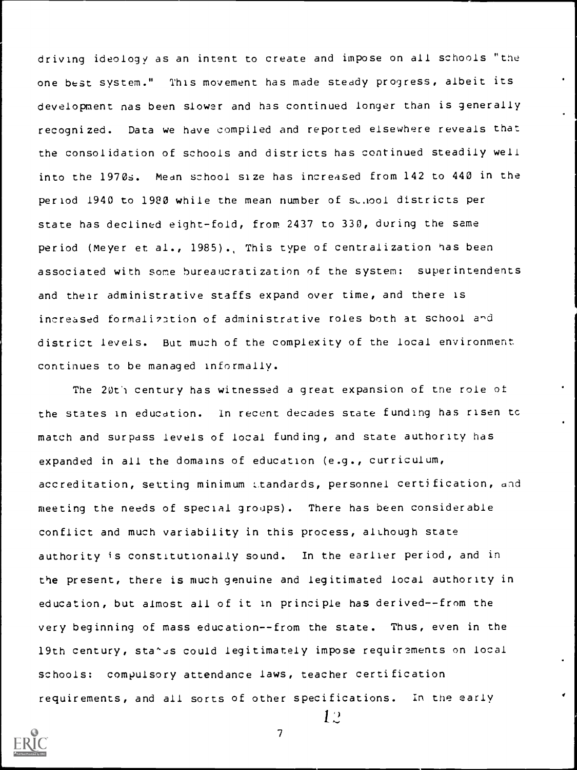driving ideology as an intent to create and impose on all schools "the one best system." This movement has made steady progress, albeit its development has been slower and has continued longer than is generally recognized. Data we have compiled and reported elsewhere reveals that the consolidation of schools and districts has continued steadily well into the 1970s. Mean school size has increased from 142 to 440 in the period 1940 to 1980 while the mean number of school districts per state has declined eight-fold, from 2437 to 330, during the same period (Meyer et al., 1985). This type of centralization has been associated with some bureaucratization of the system: superintendents and their administrative staffs expand over time, and there is increased formalization of administrative roles both at school and district levels. But much of the complexity of the local environment continues to be managed informally.

The 20th century has witnessed a great expansion of the role of the states in education. In recent decades state funding has risen to match and surpass levels of local funding, and state authority has expanded in all the domains of education (e.g., curriculum, accreditation, setting minimum standards, personnel certification, and meeting the needs of special groups). There has been considerable conflict and much variability in this process, although state authority is constitutionally sound. In the earlier period, and in the present, there is much genuine and legitimated local authority in education, but almost all of it in principle has derived--from the very beginning of mass education--from the state. Thus, even in the 19th century, states could legitimately impose requirements on local schools: compulsory attendance laws, teacher certification requirements, and all sorts of other specifications. In the early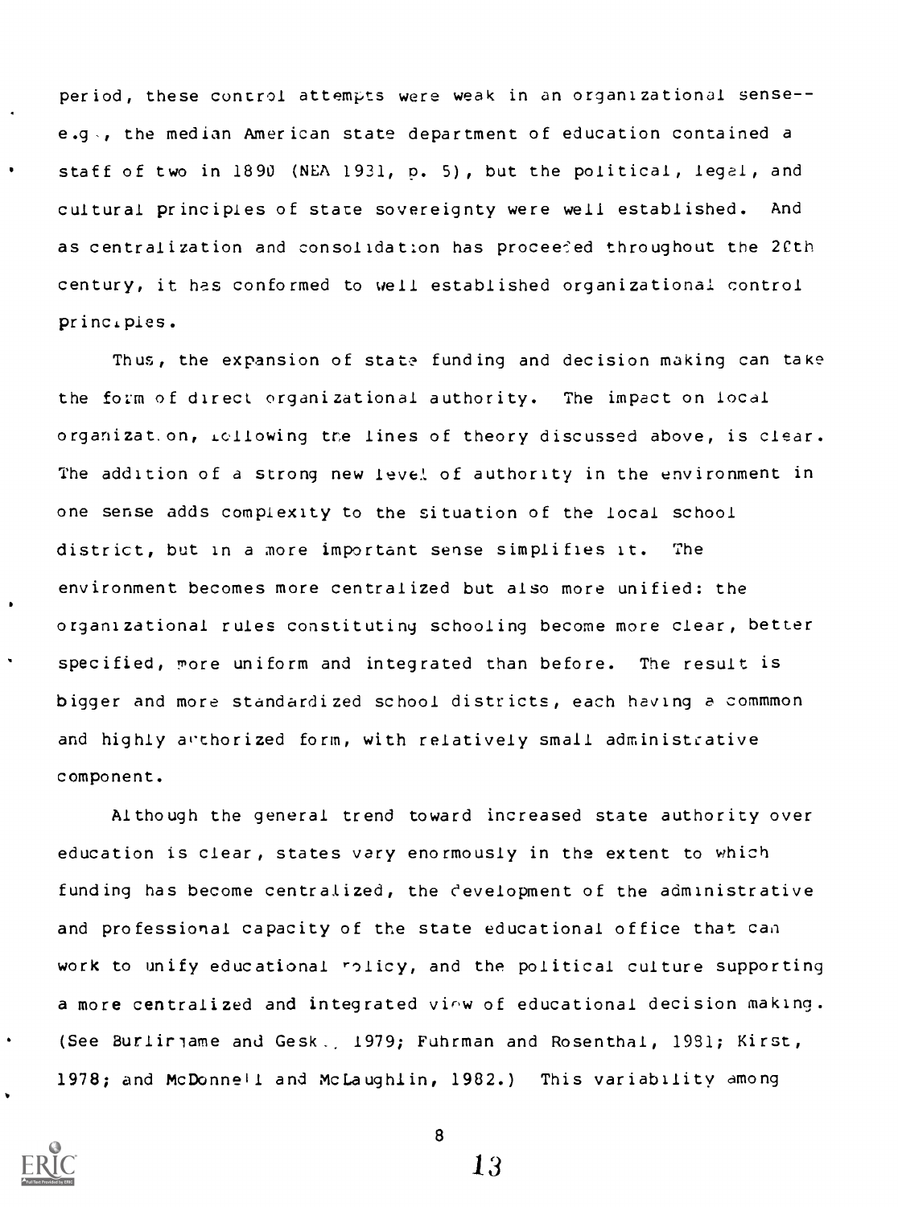period, these control attempts were weak in an organizational sense--e.g., the median American state department of education contained a staff of two in 1890 (NEA 1931, p. 5), but the political, legal, and cultural principles of state sovereignty were well established. And as centralization and consolidation has proceeded throughout the 20th century, it has conformed to well established organizational control principles.

Thus, the expansion of state funding and decision making can take the form of direct organizational authority. The impact on local organization, following the lines of theory discussed above, is clear. The addition of a strong new level of authority in the environment in one sense adds complexity to the situation of the local school district, but in a more important sense simplifies it. The environment becomes more centralized but also more unified: the organizational rules constituting schooling become more clear, better specified, more uniform and integrated than before. The result is bigger and more standardized school districts, each having a commmon and highly authorized form, with relatively small administrative component.

Although the general trend toward increased state authority over education is clear, states vary enormously in the extent to which funding has become centralized, the development of the administrative and professional capacity of the state educational office that can work to unify educational policy, and the political culture supporting a more centralized and integrated view of educational decision making. (See Burlingame and Geske, 1979; Fuhrman and Rosenthal, 1981; Kirst, 1978; and McDonnell and McLaughlin, 1982.) This variability among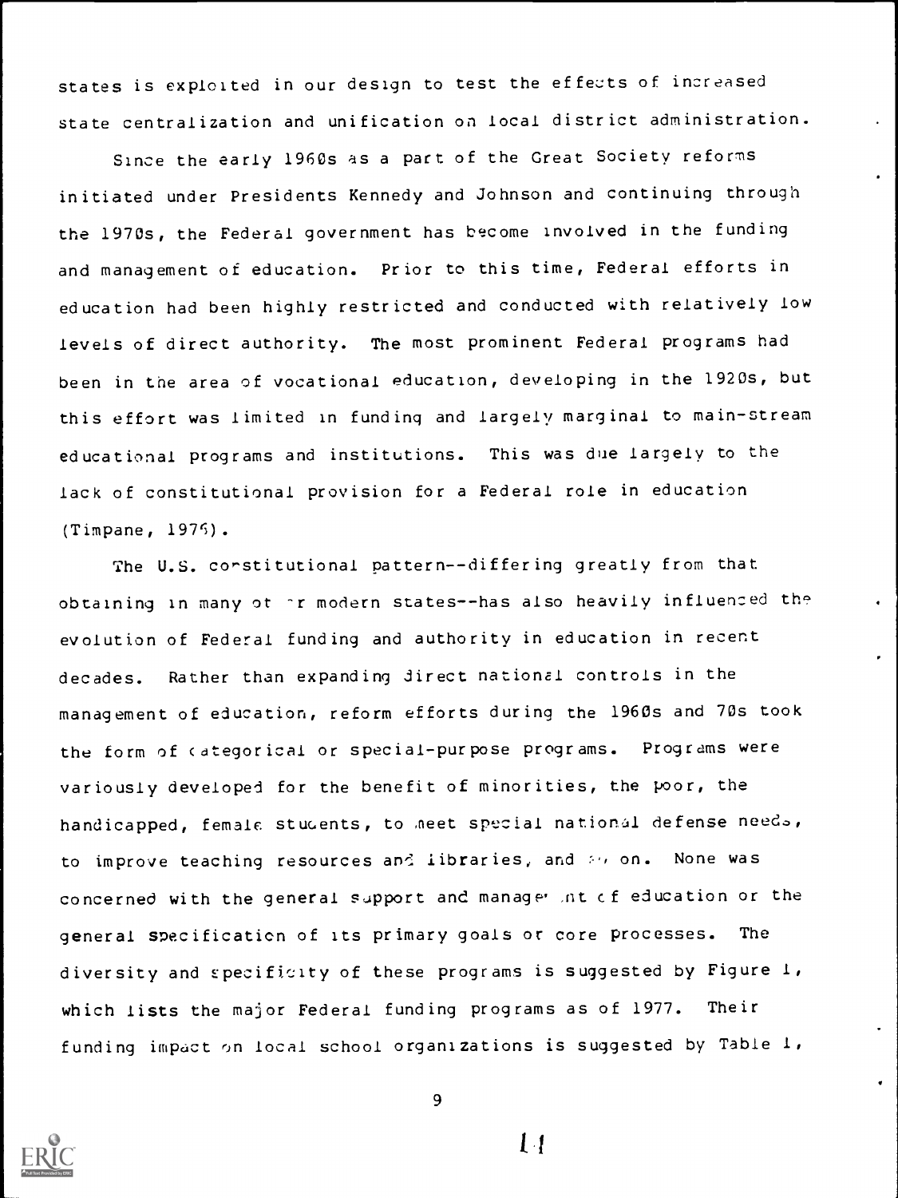states is exploited in our design to test the effects of increased state centralization and unification on local district administration.

Since the early 1960s as a part of the Great Society reforms initiated under Presidents Kennedy and Johnson and continuing through the 1970s, the Federal government has become involved in the funding and management of education. Prior to this time, Federal efforts in education had been highly restricted and conducted with relatively low levels of direct authority. The most prominent Federal programs had been in the area of vocational education, developing in the 1920s, but this effort was limited in funding and largely marginal to main-stream educational programs and institutions. This was due largely to the lack of constitutional provision for a Federal role in education (Timpane, 1976).

The U.S. constitutional pattern--differing greatly from that obtaining in many other modern states--has also heavily influenced the evolution of Federal funding and authority in education in recent decades. Rather than expanding direct national controls in the management of education, reform efforts during the 1960s and 70s took the form of categorical or special-purpose programs. Programs were variously developed for the benefit of minorities, the poor, the handicapped, female students, to meet special national defense needs, to improve teaching resources and libraries, and so on. None was concerned with the general support and management of education or the general specification of its primary goals or core processes. The diversity and specificity of these programs is suggested by Figure 1, which lists the major Federal funding programs as of 1977. Their funding impact on local school organizations is suggested by Table 1,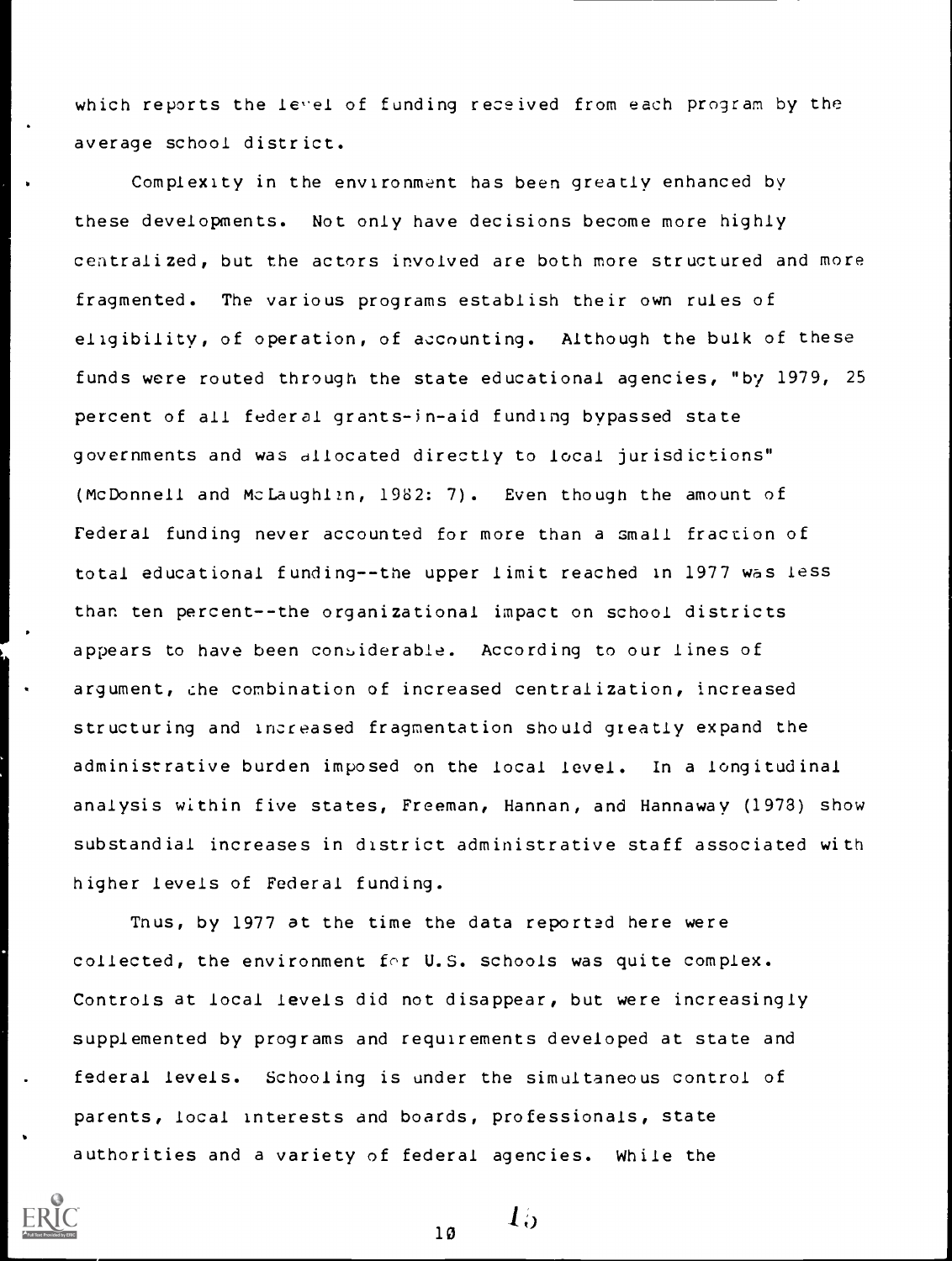which reports the level of funding received from each program by the average school district.

Complexity in the environment has been greatly enhanced by these developments. Not only have decisions become more highly centralized, but the actors involved are both more structured and more fragmented. The various programs establish their own rules of eligibility, of operation, of accounting. Although the bulk of these funds were routed through the state educational agencies, "by 1979, 25 percent of all federal grants-in-aid funding bypassed state governments and was allocated directly to local jurisdictions" (McDonnell and McLaughlin, 1982: 7). Even though the amount of Federal funding never accounted for more than a small fraction of total educational funding--the upper limit reached in 1977 was less than ten percent--the organizational impact on school districts appears to have been considerable. According to our lines of argument, the combination of increased centralization, increased structuring and increased fragmentation should greatly expand the administrative burden imposed on the local level. In a longitudinal analysis within five states, Freeman, Hannan, and Hannaway (1978) show substandial increases in district administrative staff associated with higher levels of Federal funding.

Thus, by 1977 at the time the data reported here were collected, the environment for U.S. schools was quite complex. Controls at local levels did not disappear, but were increasingly supplemented by programs and requirements developed at state and federal levels. Schooling is under the simultaneous control of parents, local interests and boards, professionals, state authorities and a variety of federal agencies. While the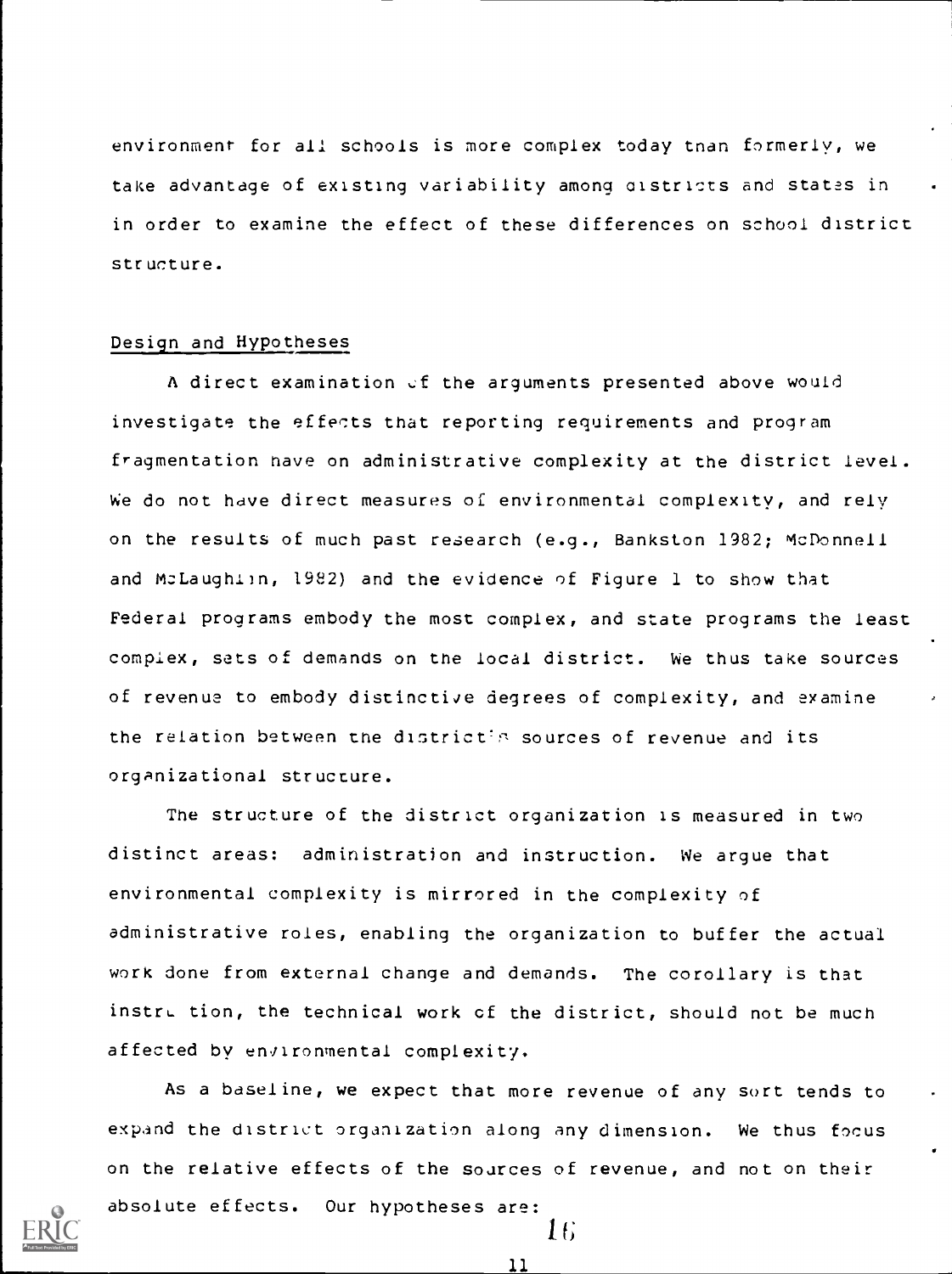environment for all schools is more complex today than formerly, we take advantage of existing variability among districts and states in in order to examine the effect of these differences on school district structure.

## Design and Hypotheses

A direct examination of the arguments presented above would investigate the effects that reporting requirements and program fragmentation have on administrative complexity at the district level. We do not have direct measures of environmental complexity, and rely on the results of much past research (e.g., Bankston 1982; McDonnell and McLaughlin, 1982) and the evidence of Figure 1 to show that Federal programs embody the most complex, and state programs the least complex, sets of demands on the local district. We thus take sources of revenue to embody distinctive degrees of complexity, and examine the relation between the district's sources of revenue and its organizational structure.

The structure of the district organization is measured in two distinct areas: administration and instruction. We argue that environmental complexity is mirrored in the complexity of administrative roles, enabling the organization to buffer the actual work done from external change and demands. The corollary is that instruction, the technical work of the district, should not be much affected by environmental complexity.

As a baseline, we expect that more revenue of any sort tends to expand the district organization along any dimension. We thus focus on the relative effects of the sources of revenue, and not on their absolute effects. Our hypotheses are: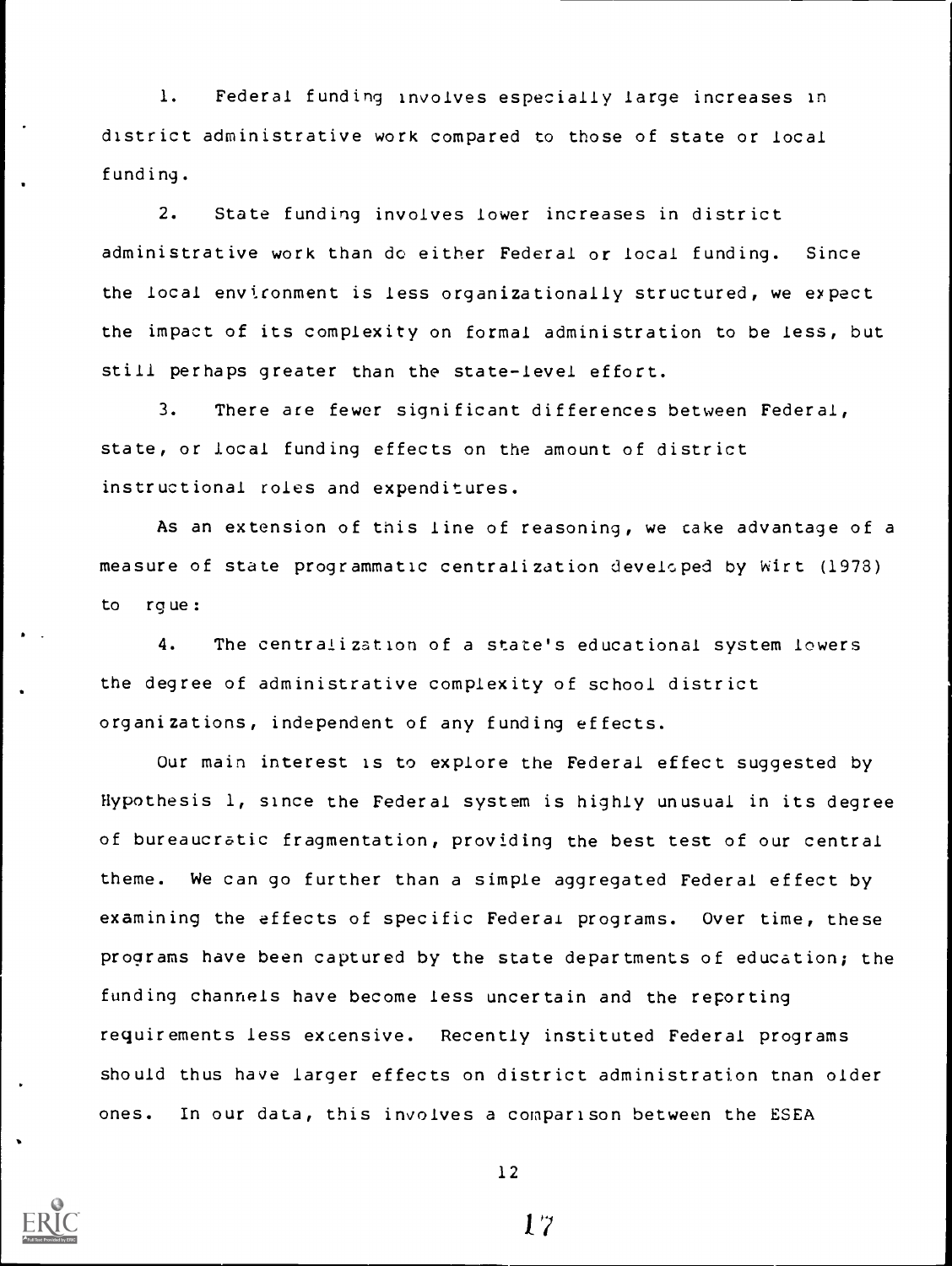1. Federal funding involves especially large increases in district administrative work compared to those of state or local funding.

2. State funding involves lower increases in district administrative work than do either Federal or local funding. Since the local environment is less organizationally structured, we expect the impact of its complexity on formal administration to be less, but still perhaps greater than the state-level effort.

3. There are fewer significant differences between Federal, state, or local funding effects on the amount of district instructional roles and expenditures.

As an extension of this line of reasoning, we take advantage of a measure of state programmatic centralization developed by Wirt (1978) to rgue:

4. The centralization of a state's educational system lowers the degree of administrative complexity of school district organizations, independent of any funding effects.

Our main interest is to explore the Federal effect suggested by Hypothesis 1, since the Federal system is highly unusual in its degree of bureaucratic fragmentation, providing the best test of our central theme. We can go further than a simple aggregated Federal effect by examining the effects of specific Federal programs. Over time, these programs have been captured by the state departments of education; the funding channels have become less uncertain and the reporting requirements less extensive. Recently instituted Federal programs should thus have larger effects on district administration than older ones. In our data, this involves a comparison between the ESEA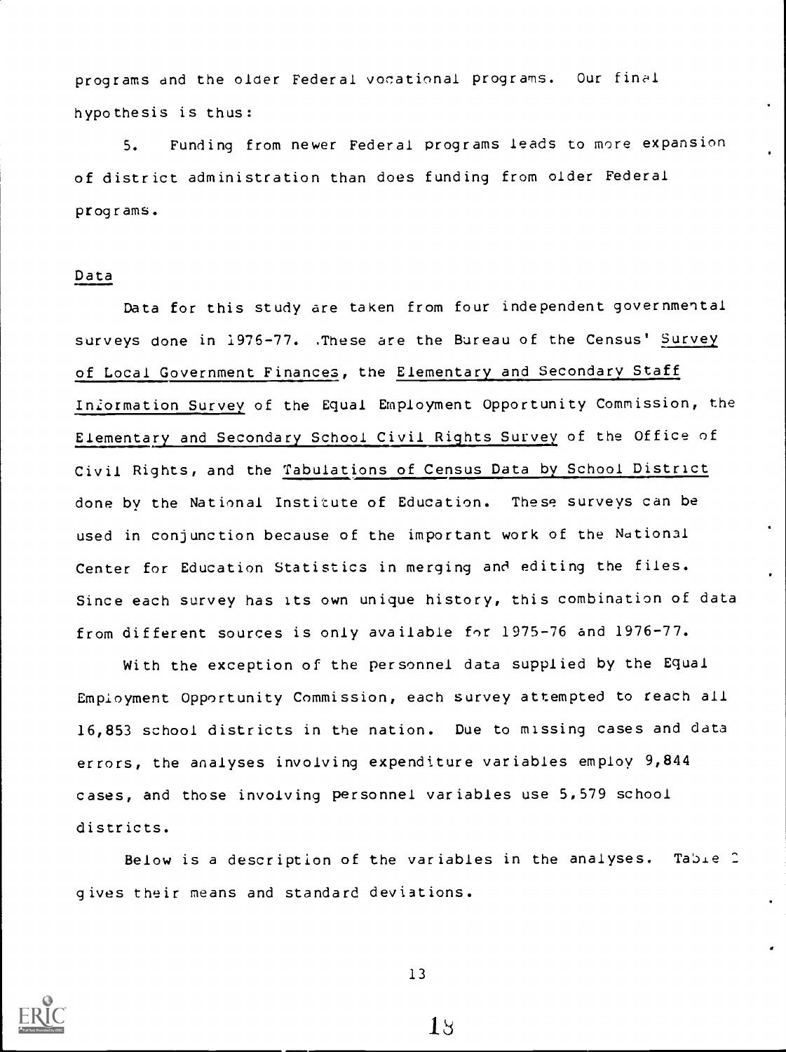programs and the older Federal vocational programs. Our final hypothesis is thus:

5. Funding from newer Federal programs leads to more expansion of district administration than does funding from older Federal programs.

## Data

Data for this study are taken from four independent governmental surveys done in 1976-77. These are the Bureau of the Census' Survey of Local Government Finances, the Elementary and Secondary Staff Information Survey of the Equal Employment Opportunity Commission, the Elementary and Secondary School Civil Rights Survey of the Office of Civil Rights, and the Tabulations of Census Data by School District done by the National Institute of Education. These surveys can be used in conjunction because of the important work of the National Center for Education Statistics in merging and editing the files. Since each survey has its own unique history, this combination of data from different sources is only available for 1975-76 and 1976-77.

With the exception of the personnel data supplied by the Equal Employment Opportunity Commission, each survey attempted to reach all 16,853 school districts in the nation. Due to missing cases and data errors, the analyses involving expenditure variables employ 9,844 cases, and those involving personnel variables use 5,579 school districts.

Below is a description of the variables in the analyses. Table 2 gives their means and standard deviations.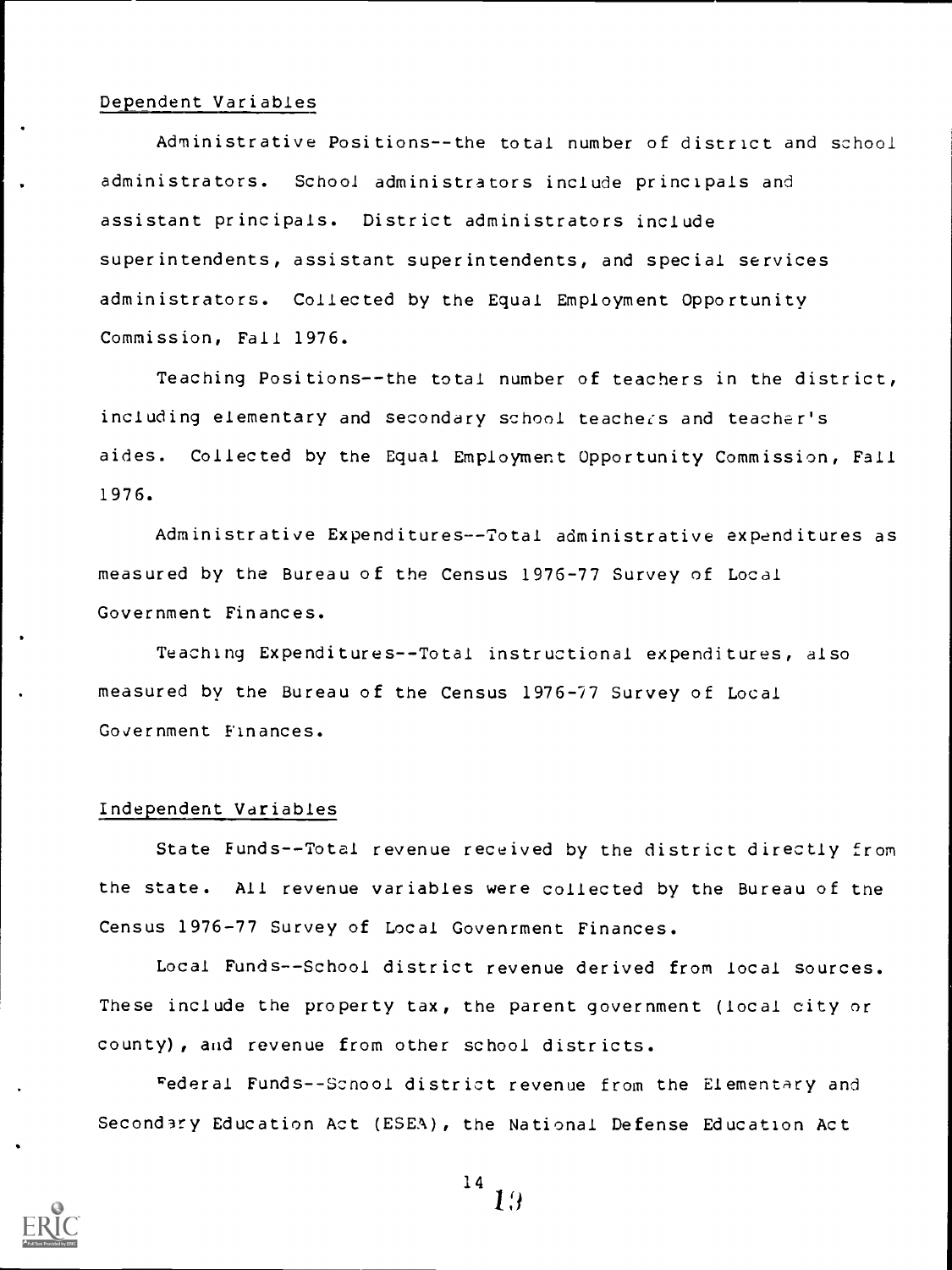Dependent Variables

Administrative Positions--the total number of district and school administrators. School administrators include principals and assistant principals. District administrators include superintendents, assistant superintendents, and special services administrators. Collected by the Equal Employment Opportunity Commission, Fall 1976.

Teaching Positions--the total number of teachers in the district, including elementary and secondary school teachers and teacher's aides. Collected by the Equal Employment Opportunity Commission, Fall 1976.

Administrative Expenditures--Total administrative expenditures as measured by the Bureau of the Census 1976-77 Survey of Local Government Finances.

Teaching Expenditures--Total instructional expenditures, also measured by the Bureau of the Census 1976-77 Survey of Local Government Finances.

Independent Variables

State Funds--Total revenue received by the district directly from the state. All revenue variables were collected by the Bureau of the Census 1976-77 Survey of Local Govenrment Finances.

Local Funds--School district revenue derived from local sources. These include the property tax, the parent government (local city or county), and revenue from other school districts.

Federal Funds--School district revenue from the Elementary and Secondary Education Act (ESEA), the National Defense Education Act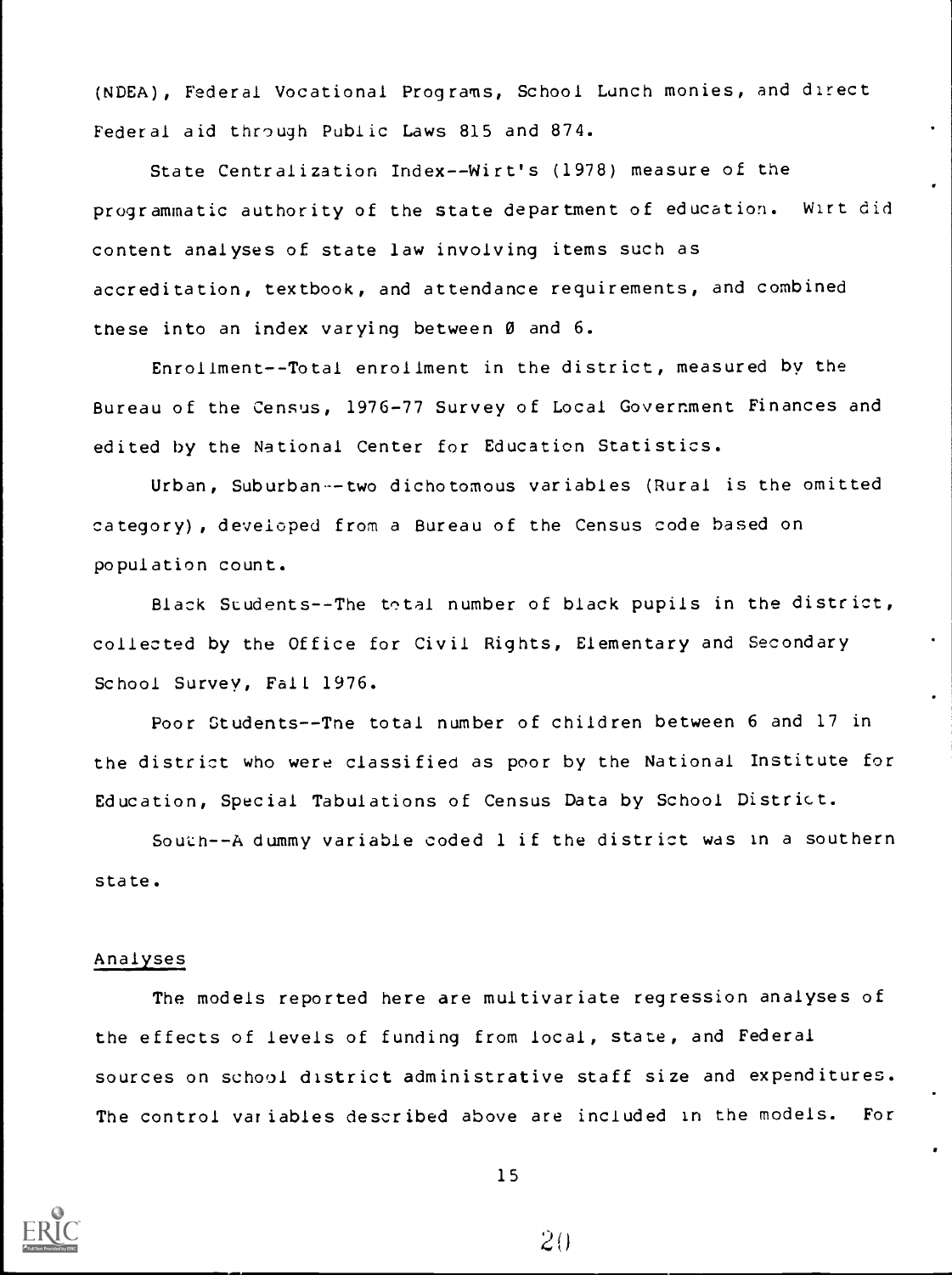(NDEA), Federal Vocational Programs, School Lunch monies, and direct Federal aid through Public Laws 815 and 874.

State Centralization Index--Wirt's (1978) measure of the programmatic authority of the state department of education. Wirt did content analyses of state law involving items such as accreditation, textbook, and attendance requirements, and combined these into an index varying between 0 and 6.

Enrollment--Total enrollment in the district, measured by the Bureau of the Census, 1976-77 Survey of Local Government Finances and edited by the National Center for Education Statistics.

Urban, Suburban--two dichotomous variables (Rural is the omitted category), developed from a Bureau of the Census code based on population count.

Black Students--The total number of black pupils in the district, collected by the Office for Civil Rights, Elementary and Secondary School Survey, Fall 1976.

Poor Students--The total number of children between 6 and 17 in the district who were classified as poor by the National Institute for Education, Special Tabulations of Census Data by School District.

South--A dummy variable coded 1 if the district was in a southern state.

## Analyses

The models reported here are multivariate regression analyses of the effects of levels of funding from local, state, and Federal sources on school district administrative staff size and expenditures. The control variables described above are included in the models. For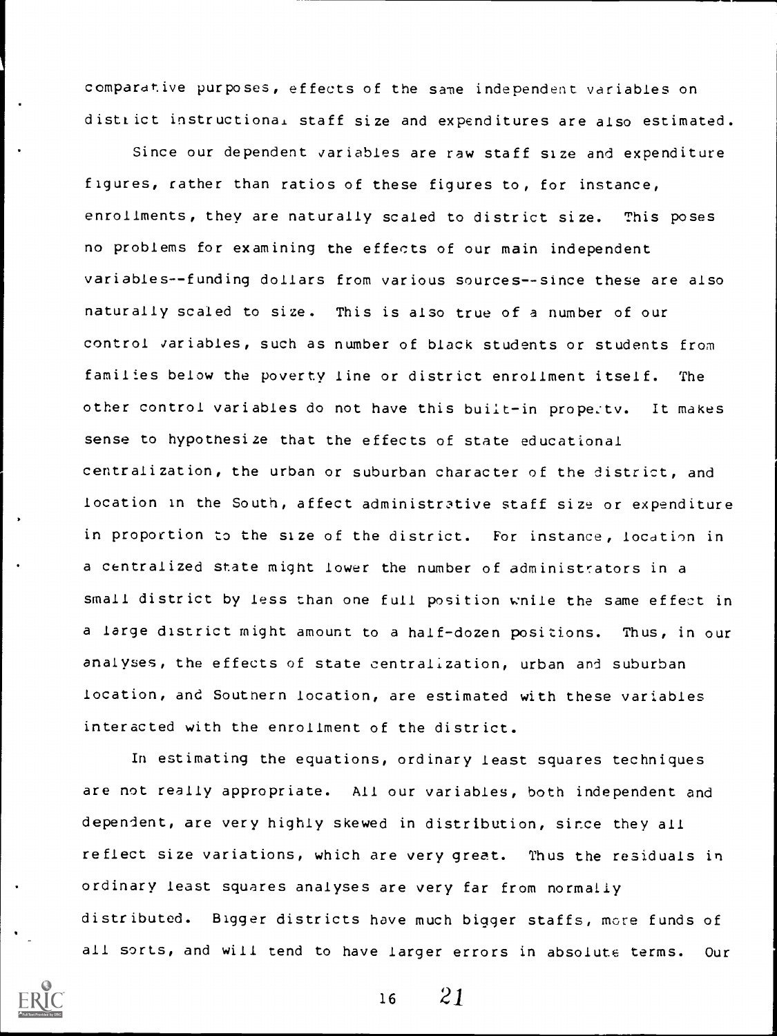comparative purposes, effects of the same independent variables on district instructional staff size and expenditures are also estimated.

Since our dependent variables are raw staff size and expenditure figures, rather than ratios of these figures to, for instance, enrollments, they are naturally scaled to district size. This poses no problems for examining the effects of our main independent variables--funding dollars from various sources--since these are also naturally scaled to size. This is also true of a number of our control variables, such as number of black students or students from families below the poverty line or district enrollment itself. The other control variables do not have this built-in property. It makes sense to hypothesize that the effects of state educational centralization, the urban or suburban character of the district, and location in the South, affect administrative staff size or expenditure in proportion to the size of the district. For instance, location in a centralized state might lower the number of administrators in a small district by less than one full position while the same effect in a large district might amount to a half-dozen positions. Thus, in our analyses, the effects of state centralization, urban and suburban location, and Southern location, are estimated with these variables interacted with the enrollment of the district.

In estimating the equations, ordinary least squares techniques are not really appropriate. All our variables, both independent and dependent, are very highly skewed in distribution, since they all reflect size variations, which are very great. Thus the residuals in ordinary least squares analyses are very far from normally distributed. Bigger districts have much bigger staffs, more funds of all sorts, and will tend to have larger errors in absolute terms. Our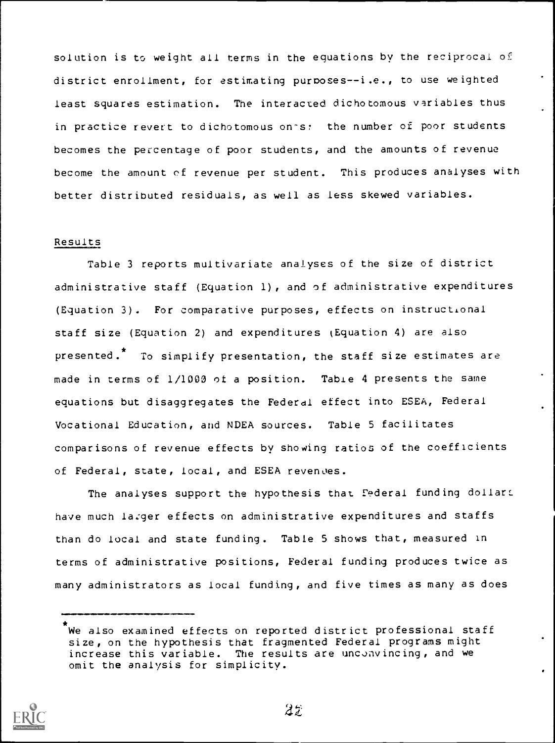solution is to weight all terms in the equations by the reciprocal of district enrollment, for estimating purposes--i.e., to use weighted least squares estimation. The interacted dichotomous variables thus in practice revert to dichotomous ones: the number of poor students becomes the percentage of poor students, and the amounts of revenue become the amount of revenue per student. This produces analyses with better distributed residuals, as well as less skewed variables.

## Results

Table 3 reports multivariate analyses of the size of district administrative staff (Equation 1), and of administrative expenditures (Equation 3). For comparative purposes, effects on instructional staff size (Equation 2) and expenditures (Equation 4) are also presented.* To simplify presentation, the staff size estimates are made in terms of 1/1000 of a position. Table 4 presents the same equations but disaggregates the Federal effect into ESEA, Federal Vocational Education, and NDEA sources. Table 5 facilitates comparisons of revenue effects by showing ratios of the coefficients of Federal, state, local, and ESEA revenues.

The analyses support the hypothesis that Federal funding dollars have much larger effects on administrative expenditures and staffs than do local and state funding. Table 5 shows that, measured in terms of administrative positions, Federal funding produces twice as many administrators as local funding, and five times as many as does

---

*We also examined effects on reported district professional staff size, on the hypothesis that fragmented Federal programs might increase this variable. The results are unconvincing, and we omit the analysis for simplicity.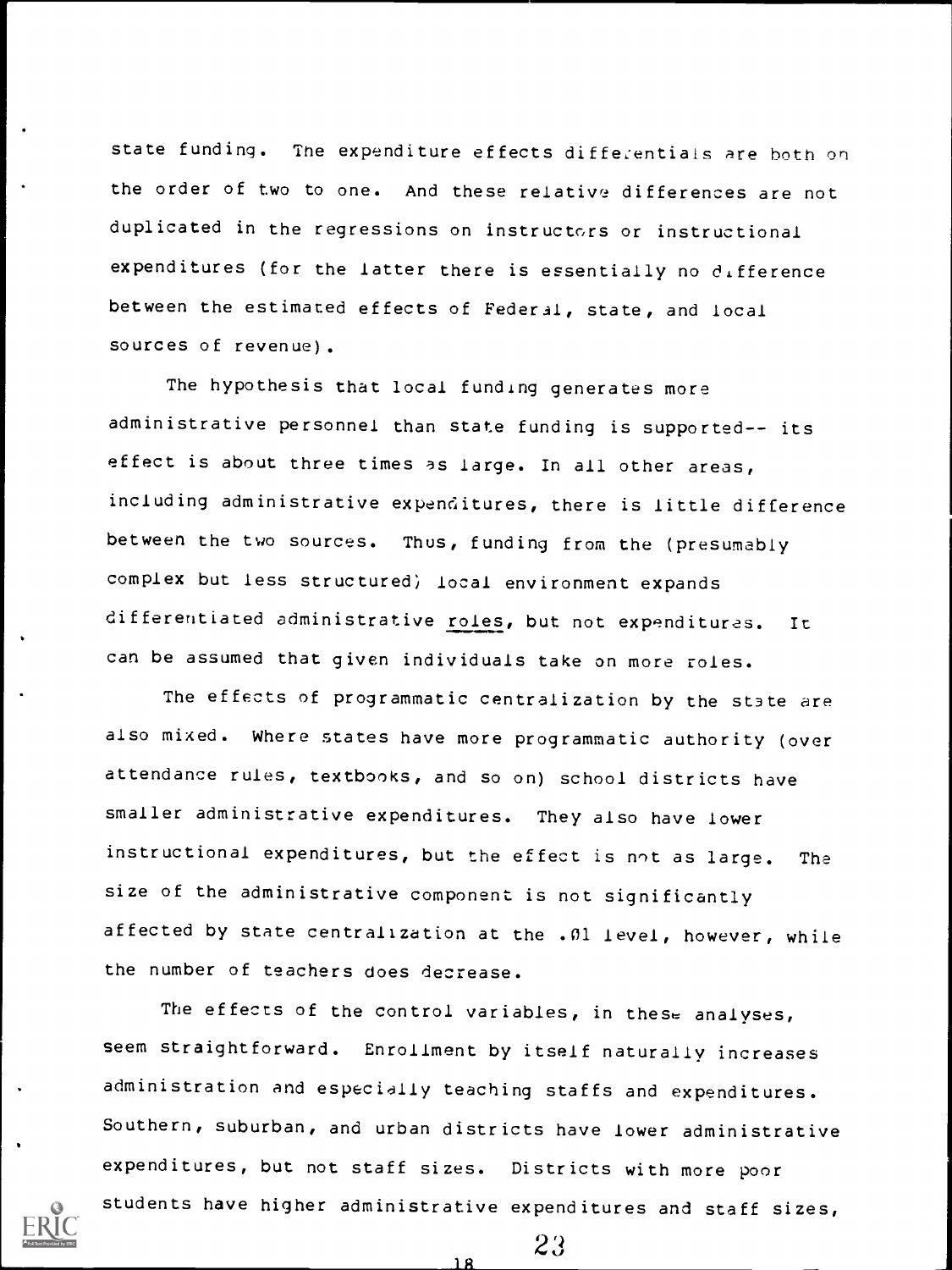state funding. The expenditure effects differentials are both on the order of two to one. And these relative differences are not duplicated in the regressions on instructors or instructional expenditures (for the latter there is essentially no difference between the estimated effects of Federal, state, and local sources of revenue).

The hypothesis that local funding generates more administrative personnel than state funding is supported-- its effect is about three times as large. In all other areas, including administrative expenditures, there is little difference between the two sources. Thus, funding from the (presumably complex but less structured) local environment expands differentiated administrative <u>roles</u>, but not expenditures. It can be assumed that given individuals take on more roles.

The effects of programmatic centralization by the state are also mixed. Where states have more programmatic authority (over attendance rules, textbooks, and so on) school districts have smaller administrative expenditures. They also have lower instructional expenditures, but the effect is not as large. The size of the administrative component is not significantly affected by state centralization at the .01 level, however, while the number of teachers does decrease.

The effects of the control variables, in these analyses, seem straightforward. Enrollment by itself naturally increases administration and especially teaching staffs and expenditures. Southern, suburban, and urban districts have lower administrative expenditures, but not staff sizes. Districts with more poor students have higher administrative expenditures and staff sizes,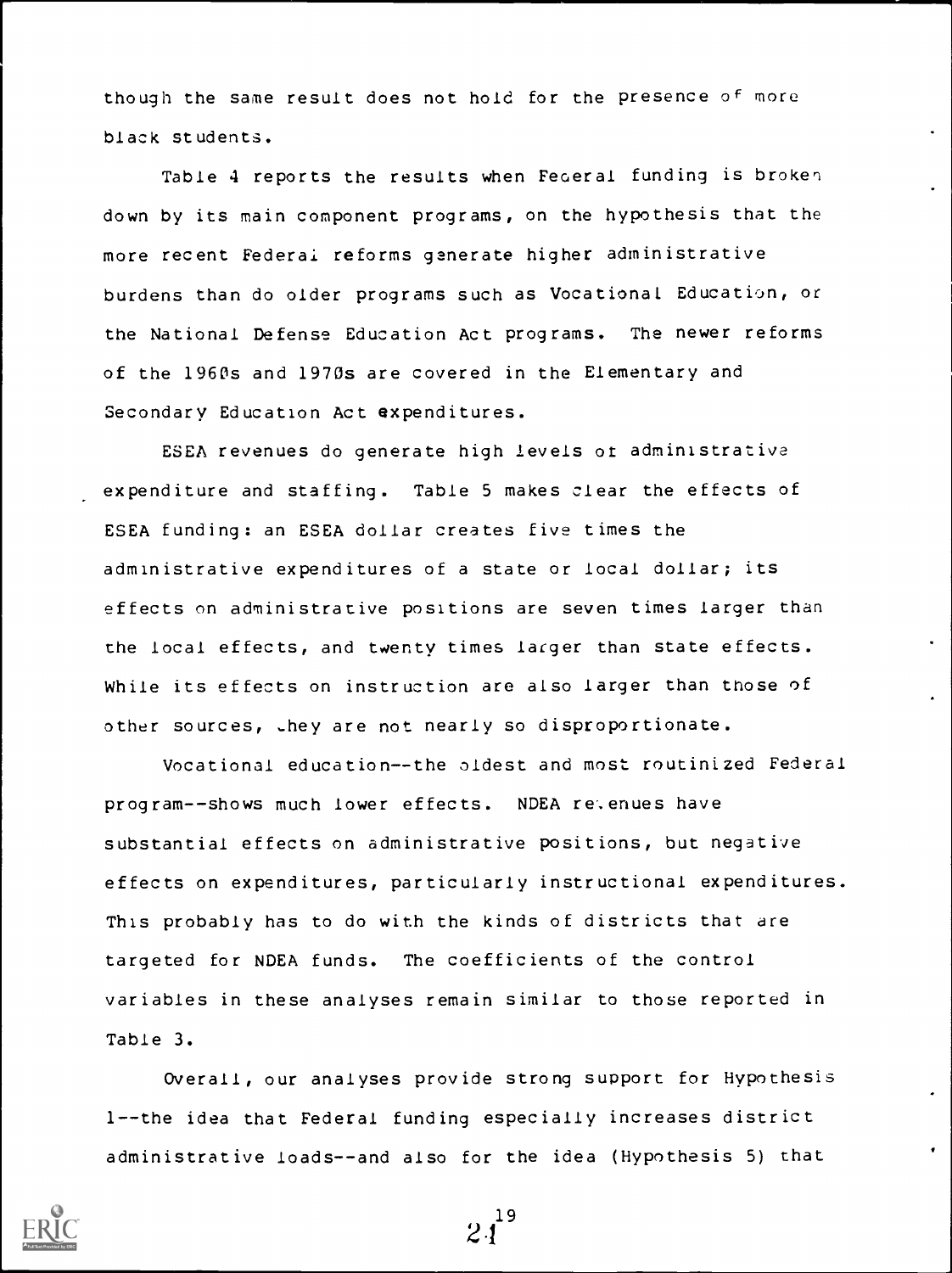though the same result does not hold for the presence of more black students.

Table 4 reports the results when Federal funding is broken down by its main component programs, on the hypothesis that the more recent Federal reforms generate higher administrative burdens than do older programs such as Vocational Education, or the National Defense Education Act programs. The newer reforms of the 1960s and 1970s are covered in the Elementary and Secondary Education Act expenditures.

ESEA revenues do generate high levels of administrative expenditure and staffing. Table 5 makes clear the effects of ESEA funding: an ESEA dollar creates five times the administrative expenditures of a state or local dollar; its effects on administrative positions are seven times larger than the local effects, and twenty times larger than state effects. While its effects on instruction are also larger than those of other sources, they are not nearly so disproportionate.

Vocational education--the oldest and most routinized Federal program--shows much lower effects. NDEA revenues have substantial effects on administrative positions, but negative effects on expenditures, particularly instructional expenditures. This probably has to do with the kinds of districts that are targeted for NDEA funds. The coefficients of the control variables in these analyses remain similar to those reported in Table 3.

Overall, our analyses provide strong support for Hypothesis 1--the idea that Federal funding especially increases district administrative loads--and also for the idea (Hypothesis 5) that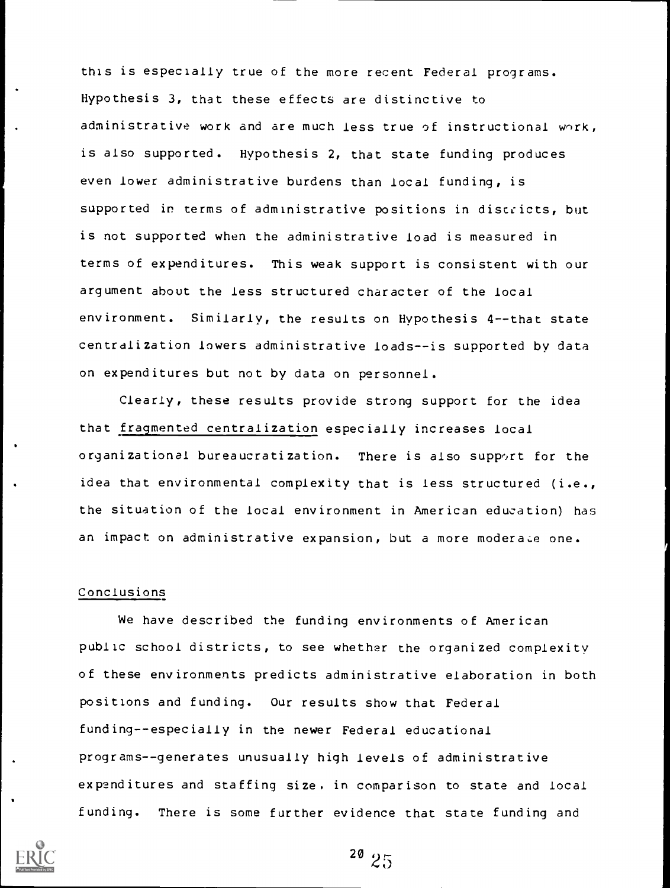this is especially true of the more recent Federal programs. Hypothesis 3, that these effects are distinctive to administrative work and are much less true of instructional work, is also supported. Hypothesis 2, that state funding produces even lower administrative burdens than local funding, is supported in terms of administrative positions in districts, but is not supported when the administrative load is measured in terms of expenditures. This weak support is consistent with our argument about the less structured character of the local environment. Similarly, the results on Hypothesis 4--that state centralization lowers administrative loads--is supported by data on expenditures but not by data on personnel.

Clearly, these results provide strong support for the idea that fragmented centralization especially increases local organizational bureaucratization. There is also support for the idea that environmental complexity that is less structured (i.e., the situation of the local environment in American education) has an impact on administrative expansion, but a more moderate one.

## Conclusions

We have described the funding environments of American public school districts, to see whether the organized complexity of these environments predicts administrative elaboration in both positions and funding. Our results show that Federal funding--especially in the newer Federal educational programs--generates unusually high levels of administrative expenditures and staffing size, in comparison to state and local funding. There is some further evidence that state funding and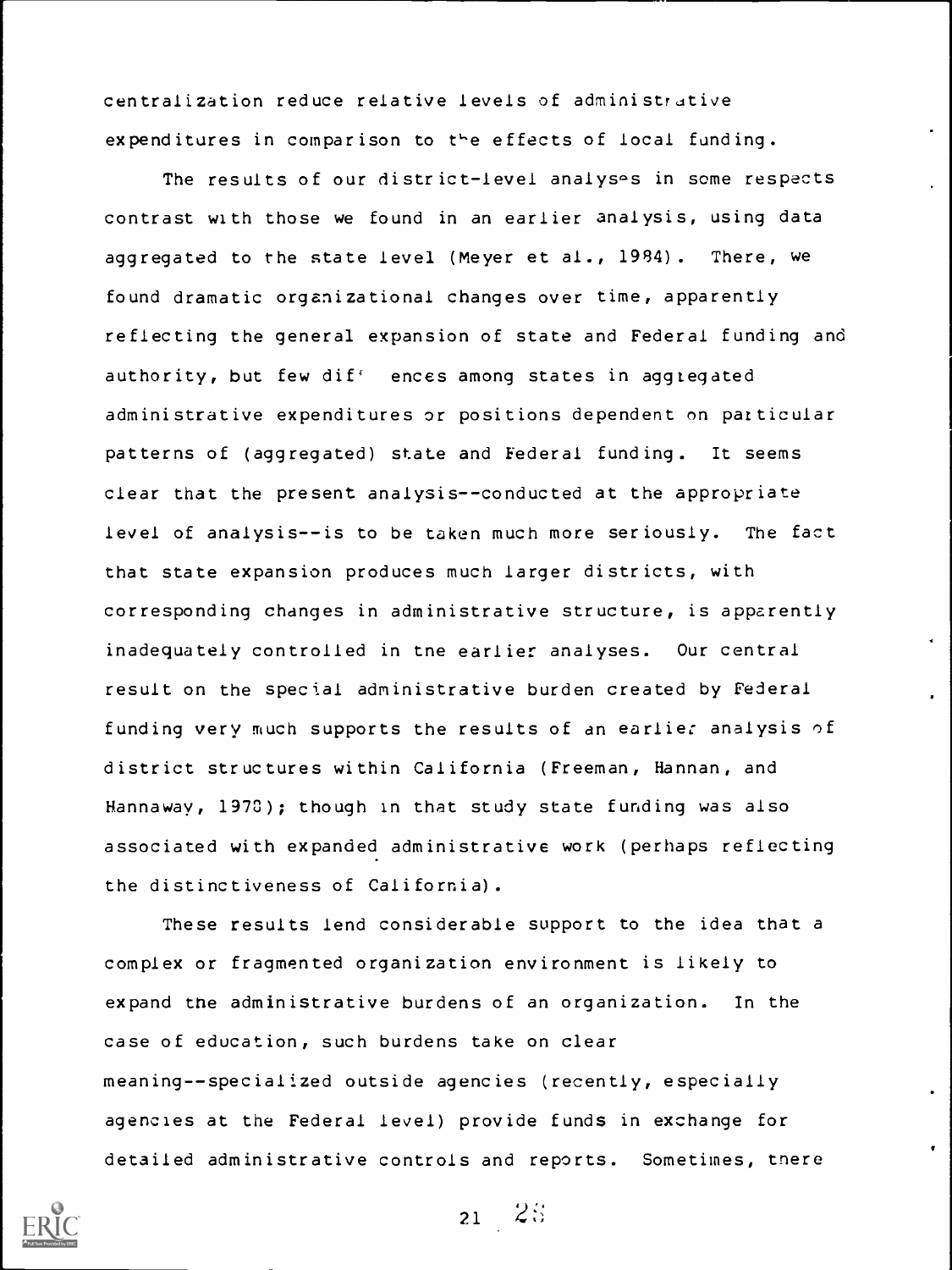centralization reduce relative levels of administrative expenditures in comparison to the effects of local funding.

The results of our district-level analyses in some respects contrast with those we found in an earlier analysis, using data aggregated to the state level (Meyer et al., 1984). There, we found dramatic organizational changes over time, apparently reflecting the general expansion of state and Federal funding and authority, but few differences among states in aggregated administrative expenditures or positions dependent on particular patterns of (aggregated) state and Federal funding. It seems clear that the present analysis--conducted at the appropriate level of analysis--is to be taken much more seriously. The fact that state expansion produces much larger districts, with corresponding changes in administrative structure, is apparently inadequately controlled in the earlier analyses. Our central result on the special administrative burden created by Federal funding very much supports the results of an earlier analysis of district structures within California (Freeman, Hannan, and Hannaway, 1978); though in that study state funding was also associated with expanded administrative work (perhaps reflecting the distinctiveness of California).

These results lend considerable support to the idea that a complex or fragmented organization environment is likely to expand the administrative burdens of an organization. In the case of education, such burdens take on clear meaning--specialized outside agencies (recently, especially agencies at the Federal level) provide funds in exchange for detailed administrative controls and reports. Sometimes, there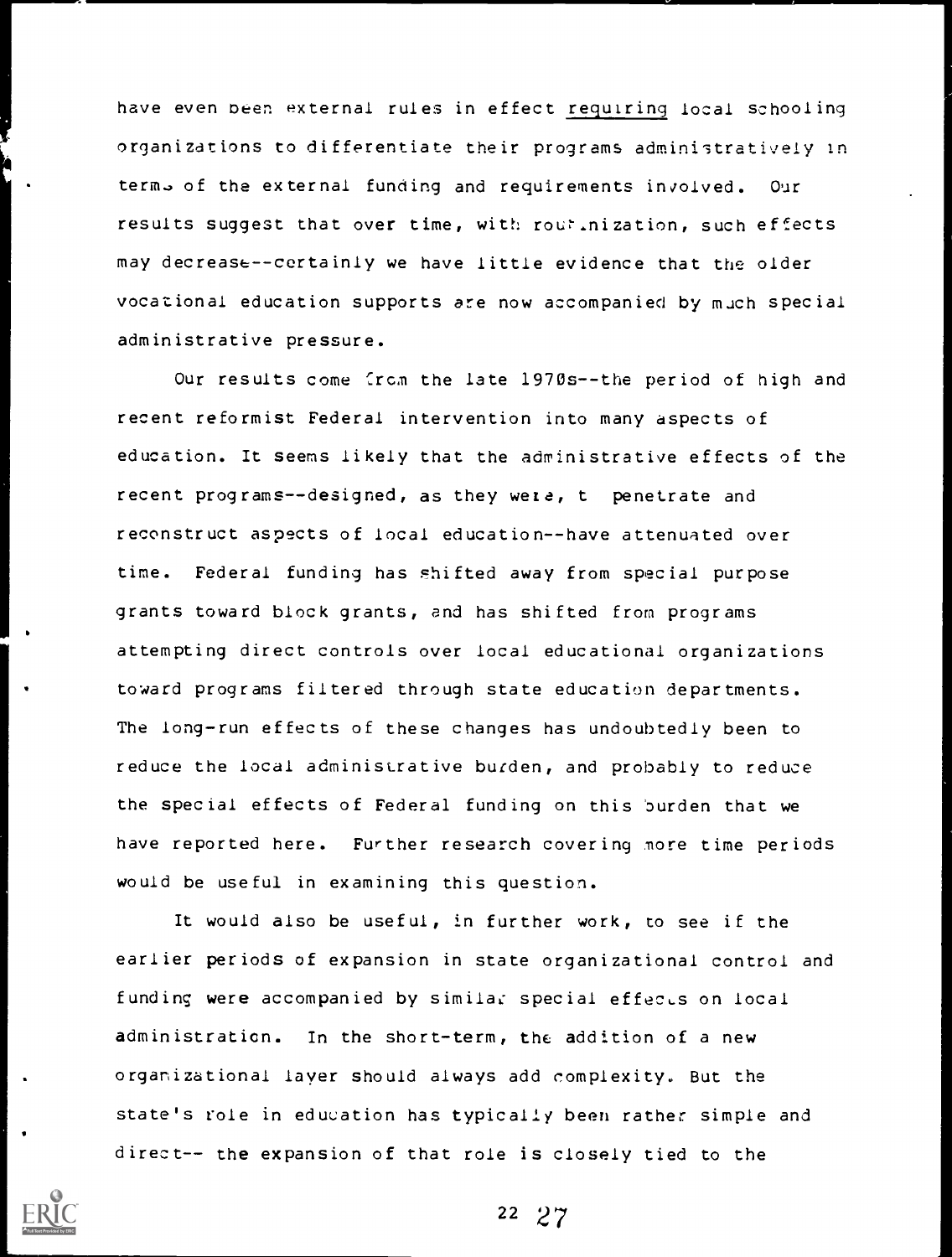have even been external rules in effect <u>requiring</u> local schooling organizations to differentiate their programs administratively in terms of the external funding and requirements involved. Our results suggest that over time, with routinization, such effects may decrease--certainly we have little evidence that the older vocational education supports are now accompanied by much special administrative pressure.

Our results come from the late 1970s--the period of high and recent reformist Federal intervention into many aspects of education. It seems likely that the administrative effects of the recent programs--designed, as they were, to penetrate and reconstruct aspects of local education--have attenuated over time. Federal funding has shifted away from special purpose grants toward block grants, and has shifted from programs attempting direct controls over local educational organizations toward programs filtered through state education departments. The long-run effects of these changes has undoubtedly been to reduce the local administrative burden, and probably to reduce the special effects of Federal funding on this burden that we have reported here. Further research covering more time periods would be useful in examining this question.

It would also be useful, in further work, to see if the earlier periods of expansion in state organizational control and funding were accompanied by similar special effects on local administration. In the short-term, the addition of a new organizational layer should always add complexity. But the state's role in education has typically been rather simple and direct-- the expansion of that role is closely tied to the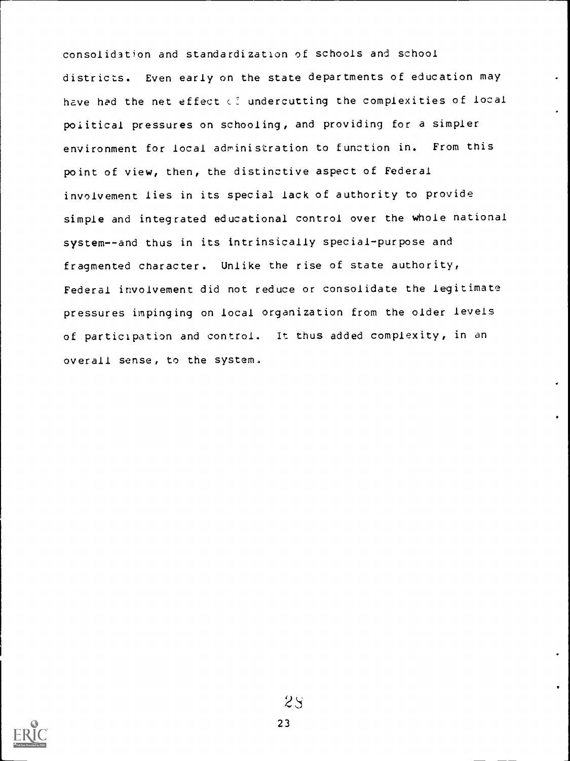consolidation and standardization of schools and school districts. Even early on the state departments of education may have had the net effect of undercutting the complexities of local political pressures on schooling, and providing for a simpler environment for local administration to function in. From this point of view, then, the distinctive aspect of Federal involvement lies in its special lack of authority to provide simple and integrated educational control over the whole national system--and thus in its intrinsically special-purpose and fragmented character. Unlike the rise of state authority, Federal involvement did not reduce or consolidate the legitimate pressures impinging on local organization from the older levels of participation and control. It thus added complexity, in an overall sense, to the system.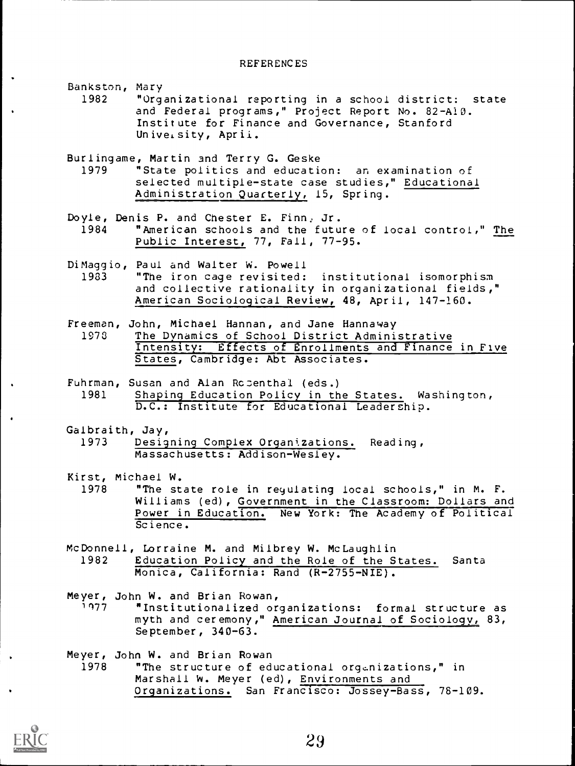# REFERENCES

Bankston, Mary
1982 "Organizational reporting in a school district: state and Federal programs," Project Report No. 82-A10. Institute for Finance and Governance, Stanford University, April.

Burlingame, Martin and Terry G. Geske
1979 "State politics and education: an examination of selected multiple-state case studies," Educational Administration Quarterly, 15, Spring.

Doyle, Denis P. and Chester E. Finn, Jr.
1984 "American schools and the future of local control," The Public Interest, 77, Fall, 77-95.

DiMaggio, Paul and Walter W. Powell
1983 "The iron cage revisited: institutional isomorphism and collective rationality in organizational fields," American Sociological Review, 48, April, 147-160.

Freeman, John, Michael Hannan, and Jane Hannaway
1978 The Dynamics of School District Administrative Intensity: Effects of Enrollments and Finance in Five States, Cambridge: Abt Associates.

Fuhrman, Susan and Alan Rosenthal (eds.)
1981 Shaping Education Policy in the States. Washington, D.C.: Institute for Educational Leadership.

Galbraith, Jay,
1973 Designing Complex Organizations. Reading, Massachusetts: Addison-Wesley.

Kirst, Michael W.
1978 "The state role in regulating local schools," in M. F. Williams (ed), Government in the Classroom: Dollars and Power in Education. New York: The Academy of Political Science.

McDonnell, Lorraine M. and Milbrey W. McLaughlin
1982 Education Policy and the Role of the States. Santa Monica, California: Rand (R-2755-NIE).

Meyer, John W. and Brian Rowan,
1977 "Institutionalized organizations: formal structure as myth and ceremony," American Journal of Sociology, 83, September, 340-63.

Meyer, John W. and Brian Rowan
1978 "The structure of educational organizations," in Marshall W. Meyer (ed), Environments and Organizations. San Francisco: Jossey-Bass, 78-109.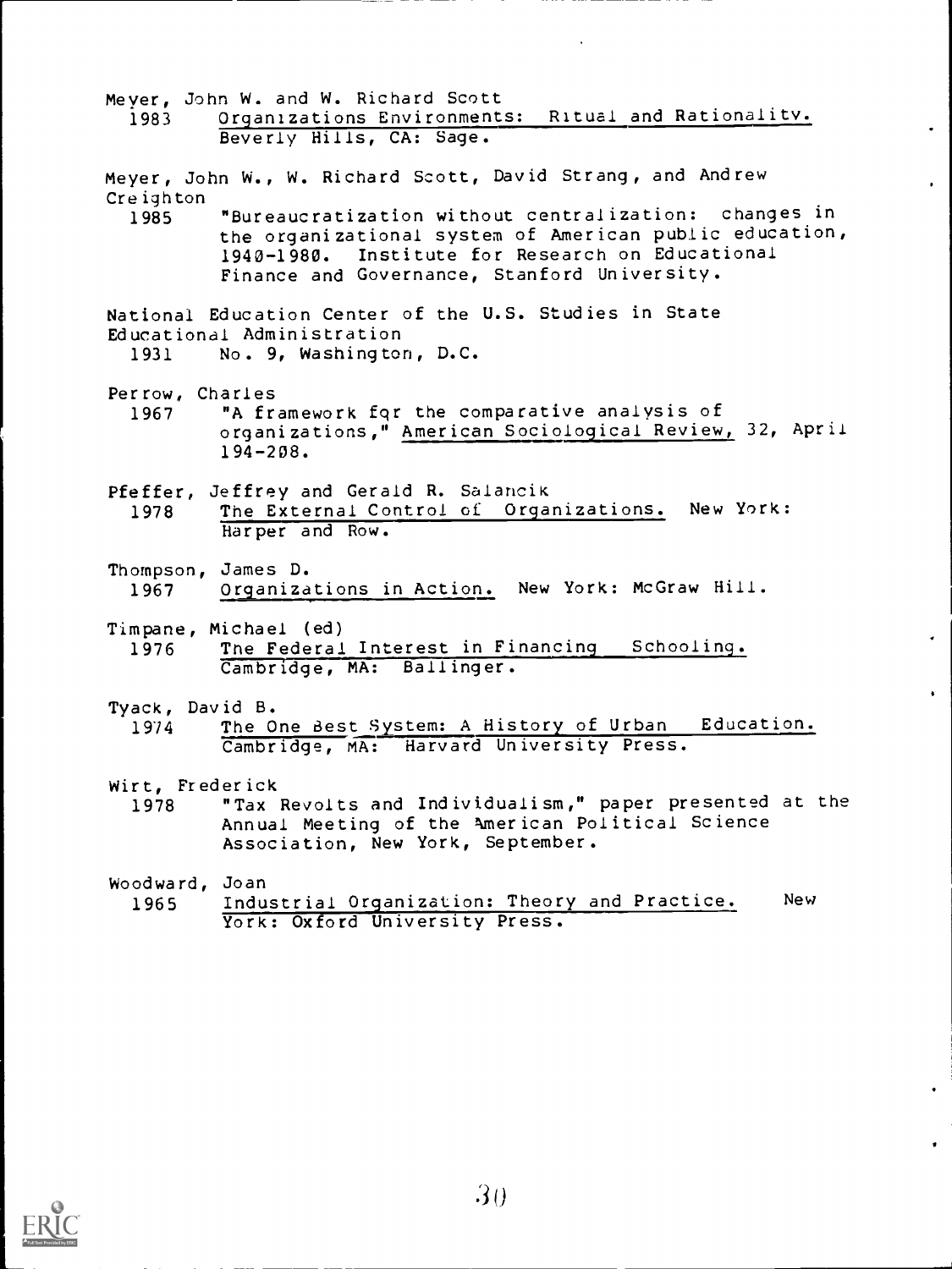Meyer, John W. and W. Richard Scott
1983 Organizations Environments: Ritual and Rationality. Beverly Hills, CA: Sage.

Meyer, John W., W. Richard Scott, David Strang, and Andrew Creighton
1985 "Bureaucratization without centralization: changes in the organizational system of American public education, 1940-1980. Institute for Research on Educational Finance and Governance, Stanford University.

National Education Center of the U.S. Studies in State Educational Administration
1931 No. 9, Washington, D.C.

Perrow, Charles
1967 "A framework for the comparative analysis of organizations," American Sociological Review, 32, April 194-208.

Pfeffer, Jeffrey and Gerald R. Salancik
1978 The External Control of Organizations. New York: Harper and Row.

Thompson, James D.
1967 Organizations in Action. New York: McGraw Hill.

Timpane, Michael (ed)
1976 The Federal Interest in Financing Schooling. Cambridge, MA: Ballinger.

Tyack, David B.
1974 The One Best System: A History of Urban Education. Cambridge, MA: Harvard University Press.

Wirt, Frederick
1978 "Tax Revolts and Individualism," paper presented at the Annual Meeting of the American Political Science Association, New York, September.

Woodward, Joan
1965 Industrial Organization: Theory and Practice. New York: Oxford University Press.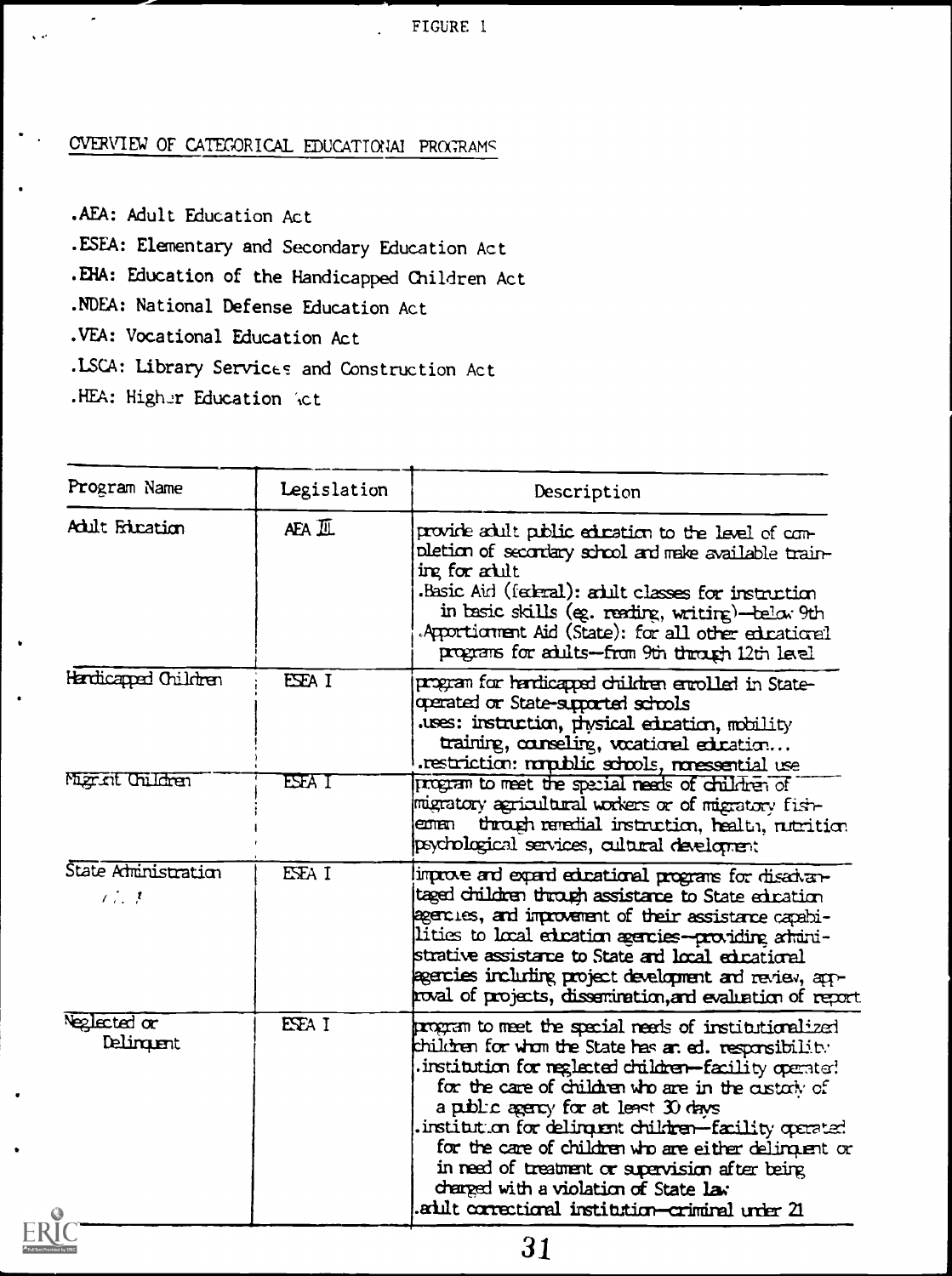FIGURE 1

## OVERVIEW OF CATEGORICAL EDUCATIONAL PROGRAMS

- .AEA: Adult Education Act
- .ESEA: Elementary and Secondary Education Act
- .EHA: Education of the Handicapped Children Act
- .NDEA: National Defense Education Act
- .VEA: Vocational Education Act
- .LSCA: Library Services and Construction Act
- .HEA: Higher Education Act

| Program Name | Legislation | Description |
|---|---|---|
| Adult Education | AEA III | provide adult public education to the level of completion of secondary school and make available training for adult<br>.Basic Aid (federal): adult classes for instruction in basic skills (eg. reading, writing)—below 9th<br>.Apportionment Aid (State): for all other educational programs for adults—from 9th through 12th level |
| Handicapped Children | ESEA I | program for handicapped children enrolled in State-operated or State-supported schools<br>.uses: instruction, physical education, mobility training, counseling, vocational education...<br>.restriction: nonpublic schools, nonessential use |
| Migrant Children | ESEA I | program to meet the special needs of children of migratory agricultural workers or of migratory fishermen through remedial instruction, health, nutrition psychological services, cultural development |
| State Administration | ESEA I | improve and expand educational programs for disadvantaged children through assistance to State education agencies, and improvement of their assistance capabilities to local education agencies—providing administrative assistance to State and local educational agencies including project development and review, approval of projects, dissemination, and evaluation of report |
| Neglected or Delinquent | ESEA I | program to meet the special needs of institutionalized children for whom the State has an ed. responsibility<br>.institution for neglected children—facility operated for the care of children who are in the custody of a public agency for at least 30 days<br>.institution for delinquent children—facility operated for the care of children who are either delinquent or in need of treatment or supervision after being charged with a violation of State law<br>.adult correctional institution—criminal under 21 |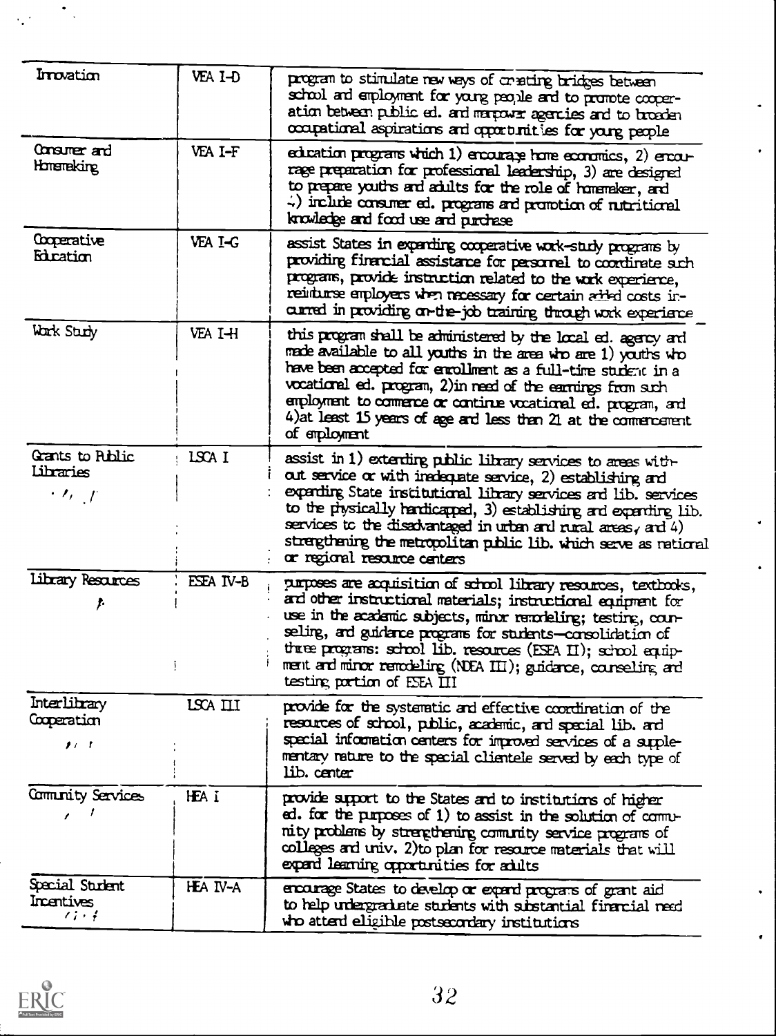| | | |
|---|---|---|
| Innovation | VEA I-D | program to stimulate new ways of creating bridges between school and employment for young people and to promote cooperation between public ed. and manpower agencies and to broaden occupational aspirations and opportunities for young people |
| Consumer and Homemaking | VEA I-F | education programs which 1) encourage home economics, 2) encourage preparation for professional leadership, 3) are designed to prepare youths and adults for the role of homemaker, and 4) include consumer ed. programs and promotion of nutritional knowledge and food use and purchase |
| Cooperative Education | VEA I-G | assist States in expanding cooperative work-study programs by providing financial assistance for personnel to coordinate such programs, provide instruction related to the work experience, reimburse employers when necessary for certain added costs incurred in providing on-the-job training through work experience |
| Work Study | VEA I-H | this program shall be administered by the local ed. agency and made available to all youths in the area who are 1) youths who have been accepted for enrollment as a full-time student in a vocational ed. program, 2) in need of the earnings from such employment to commence or continue vocational ed. program, and 4) at least 15 years of age and less than 21 at the commencement of employment |
| Grants to Public Libraries | LSCA I | assist in 1) extending public library services to areas without service or with inadequate service, 2) establishing and expanding State institutional library services and lib. services to the physically handicapped, 3) establishing and expanding lib. services to the disadvantaged in urban and rural areas, and 4) strengthening the metropolitan public lib. which serve as national or regional resource centers |
| Library Resources | ESEA IV-B | purposes are acquisition of school library resources, textbooks, and other instructional materials; instructional equipment for use in the academic subjects, minor remodeling; testing, counseling, and guidance programs for students—consolidation of three programs: school lib. resources (ESEA II); school equipment and minor remodeling (NDEA III); guidance, counseling and testing portion of ESEA III |
| Interlibrary Cooperation | LSCA III | provide for the systematic and effective coordination of the resources of school, public, academic, and special lib. and special information centers for improved services of a supplementary nature to the special clientele served by each type of lib. center |
| Community Services | HEA I | provide support to the States and to institutions of higher ed. for the purposes of 1) to assist in the solution of community problems by strengthening community service programs of colleges and univ. 2) to plan for resource materials that will expand learning opportunities for adults |
| Special Student Incentives | HEA IV-A | encourage States to develop or expand programs of grant aid to help undergraduate students with substantial financial need who attend eligible postsecondary institutions |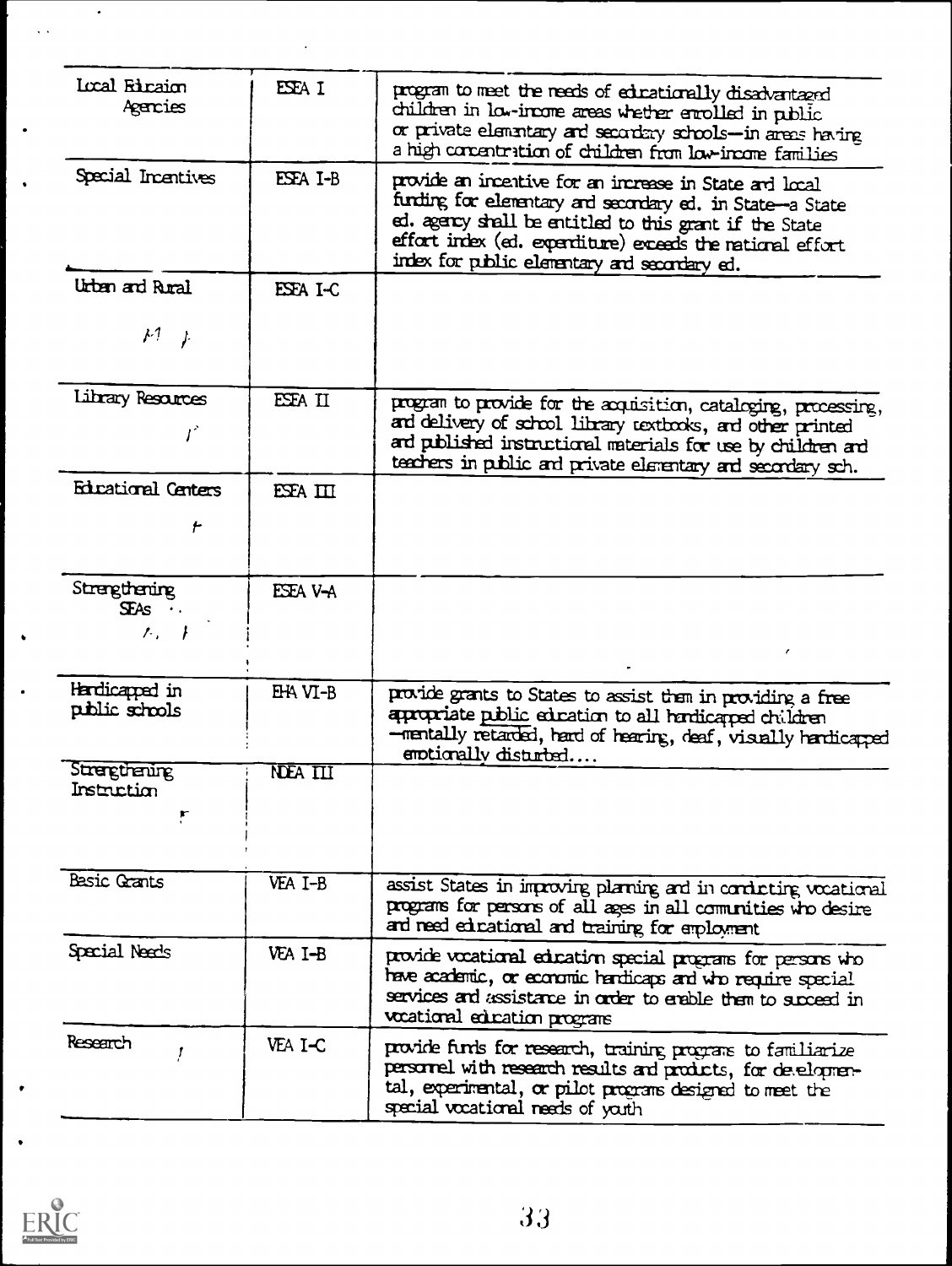| | | |
|---|---|---|
| Local Education Agencies | ESEA I | program to meet the needs of educationally disadvantaged children in low-income areas whether enrolled in public or private elementary and secondary schools—in areas having a high concentration of children from low-income families |
| Special Incentives | ESEA I-B | provide an incentive for an increase in State and local funding for elementary and secondary ed. in State—a State ed. agency shall be entitled to this grant if the State effort index (ed. expenditure) exceeds the national effort index for public elementary and secondary ed. |
| Urban and Rural | ESEA I-C | |
| Library Resources | ESEA II | program to provide for the acquisition, cataloging, processing, and delivery of school library textbooks, and other printed and published instructional materials for use by children and teachers in public and private elementary and secondary sch. |
| Educational Centers | ESEA III | |
| Strengthening SEAs | ESEA V-A | |
| Handicapped in public schools | EHA VI-B | provide grants to States to assist them in providing a free appropriate public education to all handicapped children —mentally retarded, hard of hearing, deaf, visually handicapped emotionally disturbed.... |
| Strengthening Instruction | NDEA III | |
| Basic Grants | VEA I-B | assist States in improving planning and in conducting vocational programs for persons of all ages in all communities who desire and need educational and training for employment |
| Special Needs | VEA I-B | provide vocational education special programs for persons who have academic, or economic handicaps and who require special services and assistance in order to enable them to succeed in vocational education programs |
| Research | VEA I-C | provide funds for research, training programs to familiarize personnel with research results and products, for developmental, experimental, or pilot programs designed to meet the special vocational needs of youth |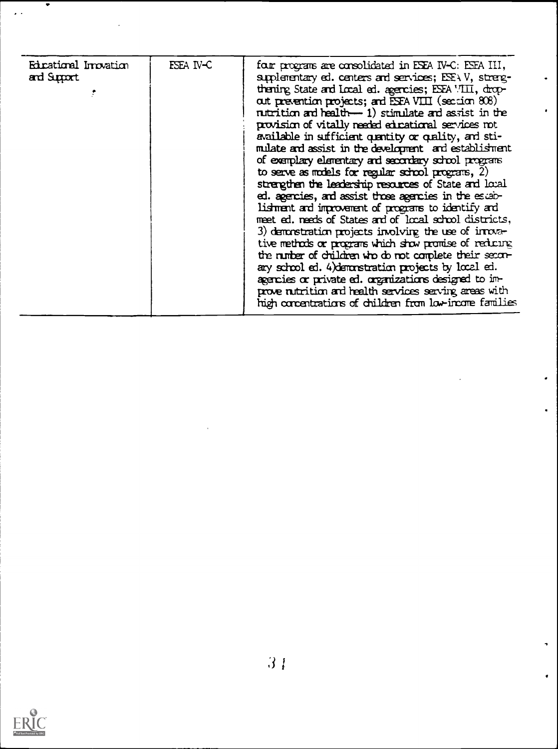| | | |
|---|---|---|
| Educational Innovation and Support | ESEA IV-C | four programs are consolidated in ESEA IV-C: ESEA III, supplementary ed. centers and services; ESEA V, strengthening State and Local ed. agencies; ESEA VIII, drop-out prevention projects; and ESEA VIII (section 808) nutrition and health— 1) stimulate and assist in the provision of vitally needed educational services not available in sufficient quantity or quality, and stimulate and assist in the development and establishment of exemplary elementary and secondary school programs to serve as models for regular school programs, 2) strengthen the leadership resources of State and local ed. agencies, and assist those agencies in the establishment and improvement of programs to identify and meet ed. needs of States and of local school districts, 3) demonstration projects involving the use of innovative methods or programs which show promise of reducing the number of children who do not complete their secondary school ed. 4) demonstration projects by local ed. agencies or private ed. organizations designed to improve nutrition and health services serving areas with high concentrations of children from low-income families |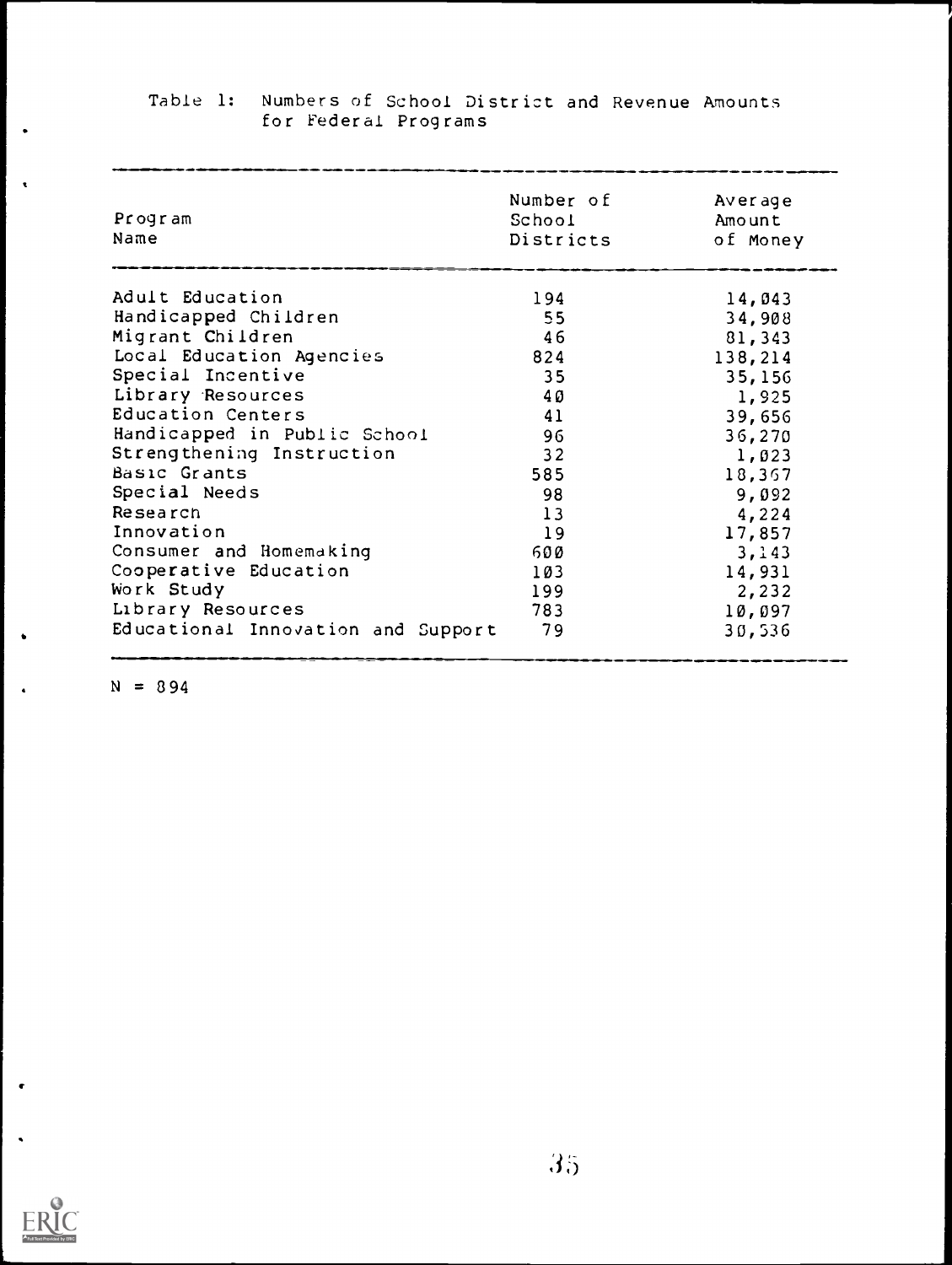Table 1: Numbers of School District and Revenue Amounts for Federal Programs

| Program Name | Number of School Districts | Average Amount of Money |
|---|---|---|
| Adult Education | 194 | 14,043 |
| Handicapped Children | 55 | 34,908 |
| Migrant Children | 46 | 81,343 |
| Local Education Agencies | 824 | 138,214 |
| Special Incentive | 35 | 35,156 |
| Library Resources | 40 | 1,925 |
| Education Centers | 41 | 39,656 |
| Handicapped in Public School | 96 | 36,270 |
| Strengthening Instruction | 32 | 1,023 |
| Basic Grants | 585 | 18,367 |
| Special Needs | 98 | 9,092 |
| Research | 13 | 4,224 |
| Innovation | 19 | 17,857 |
| Consumer and Homemaking | 600 | 3,143 |
| Cooperative Education | 103 | 14,931 |
| Work Study | 199 | 2,232 |
| Library Resources | 783 | 10,097 |
| Educational Innovation and Support | 79 | 30,536 |

N = 894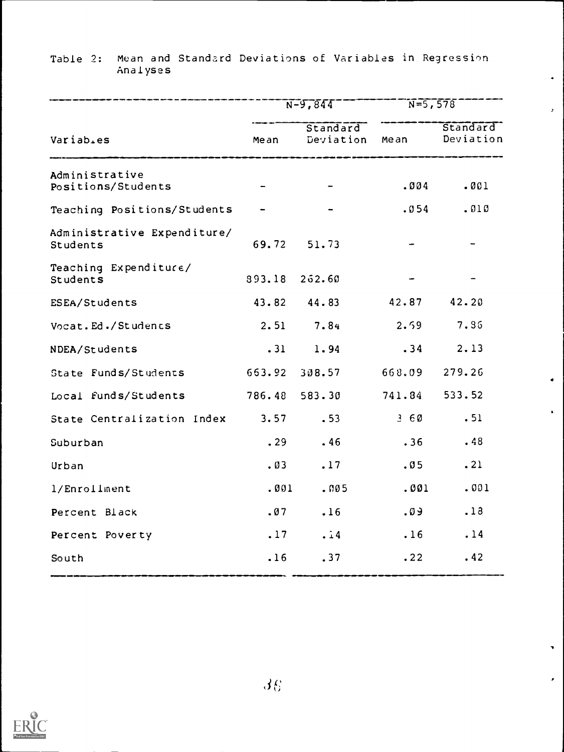Table 2: Mean and Standard Deviations of Variables in Regression Analyses

| Variables | N=9,844 | | N=5,578 | |
|---|---|---|---|---|
| | Mean | Standard Deviation | Mean | Standard Deviation |
| Administrative Positions/Students | - | - | .004 | .001 |
| Teaching Positions/Students | - | - | .054 | .010 |
| Administrative Expenditure/ Students | 69.72 | 51.73 | - | - |
| Teaching Expenditure/ Students | 893.18 | 262.60 | - | - |
| ESEA/Students | 43.82 | 44.83 | 42.87 | 42.20 |
| Vocat.Ed./Students | 2.51 | 7.84 | 2.69 | 7.86 |
| NDEA/Students | .31 | 1.94 | .34 | 2.13 |
| State Funds/Students | 663.92 | 308.57 | 668.09 | 279.26 |
| Local Funds/Students | 786.48 | 583.30 | 741.84 | 533.52 |
| State Centralization Index | 3.57 | .53 | 3.60 | .51 |
| Suburban | .29 | .46 | .36 | .48 |
| Urban | .03 | .17 | .05 | .21 |
| 1/Enrollment | .001 | .005 | .001 | .001 |
| Percent Black | .07 | .16 | .09 | .18 |
| Percent Poverty | .17 | .14 | .16 | .14 |
| South | .16 | .37 | .22 | .42 |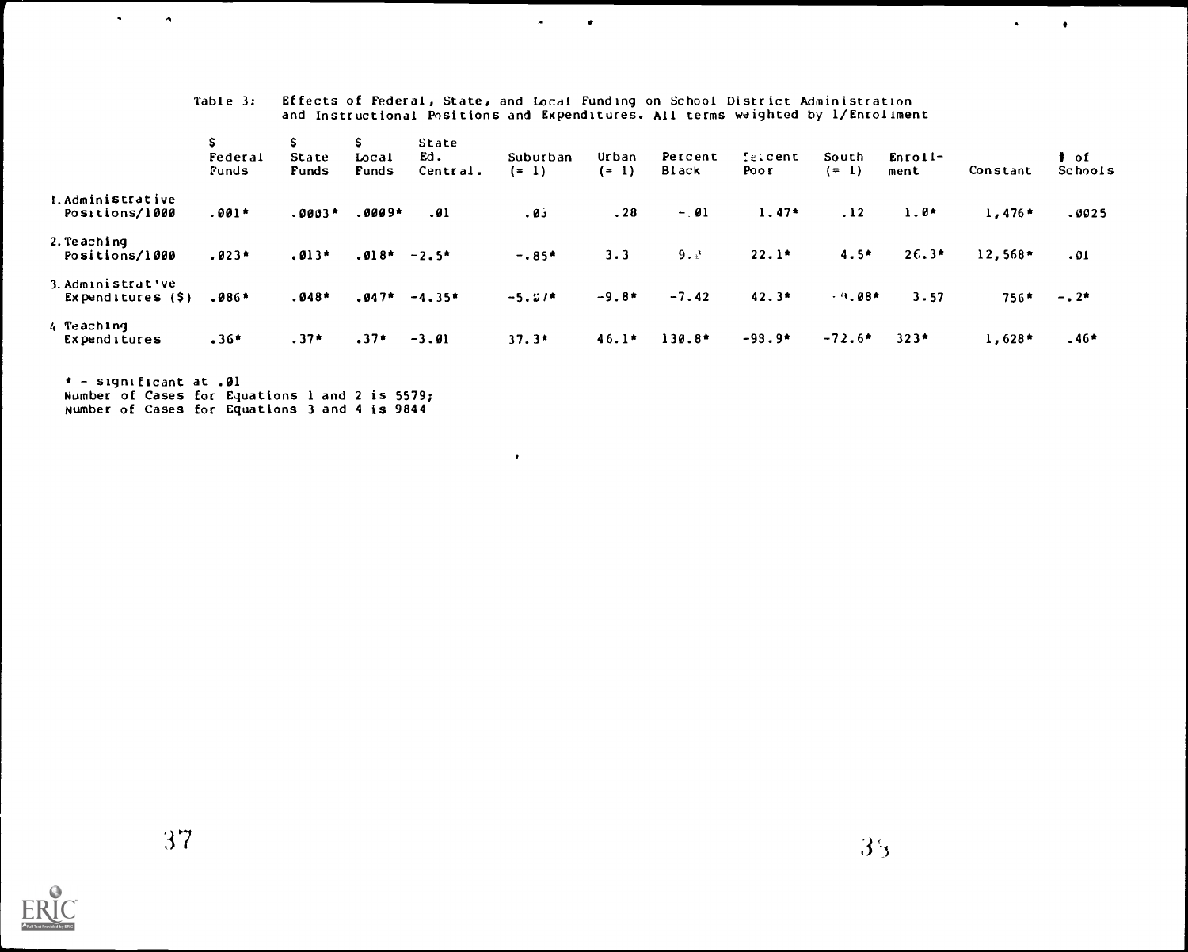Table 3: Effects of Federal, State, and Local Funding on School District Administration and Instructional Positions and Expenditures. All terms weighted by 1/Enrollment

| | $ Federal Funds | $ State Funds | $ Local Funds | State Ed. Central. | Suburban (= 1) | Urban (= 1) | Percent Black | Percent Poor | South (= 1) | Enroll-ment | Constant | # of Schools |
|---|---|---|---|---|---|---|---|---|---|---|---|---|
| 1. Administrative Positions/1000 | .001* | .0003* | .0009* | .01 | .03 | .28 | -.01 | 1.47* | .12 | 1.0* | 1,476* | .0025 |
| 2. Teaching Positions/1000 | .023* | .013* | .018* | -2.5* | -.85* | 3.3 | 9.3 | 22.1* | 4.5* | 26.3* | 12,568* | .01 |
| 3. Administrative Expenditures ($) | .086* | .048* | .047* | -4.35* | -5.07* | -9.8* | -7.42 | 42.3* | -9.08* | 3.57 | 756* | -.2* |
| 4. Teaching Expenditures | .36* | .37* | .37* | -3.01 | 37.3* | 46.1* | 130.8* | -98.9* | -72.6* | 323* | 1,628* | .46* |

* - significant at .01
Number of Cases for Equations 1 and 2 is 5579;
Number of Cases for Equations 3 and 4 is 9844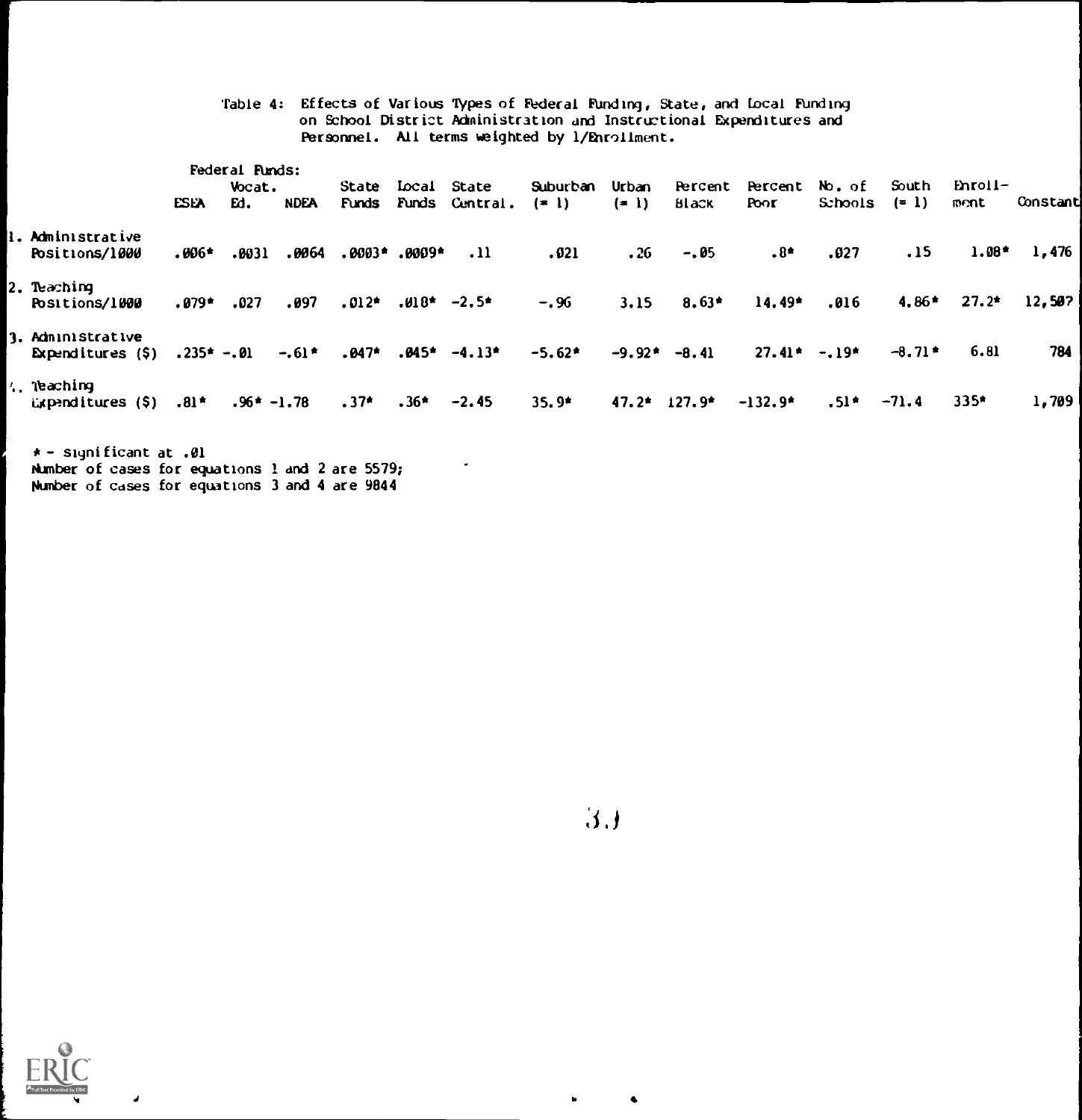Table 4: Effects of Various Types of Federal Funding, State, and Local Funding on School District Administration and Instructional Expenditures and Personnel. All terms weighted by 1/Enrollment.

| | Federal Funds: ESEA | Vocat. Ed. | NDEA | State Funds | Local Funds | State Central. | Suburban (= 1) | Urban (= 1) | Percent Black | Percent Poor | No. of Schools | South (= 1) | Enroll-ment | Constant |
|---|---|---|---|---|---|---|---|---|---|---|---|---|---|---|
| 1. Administrative Positions/1000 | .006* | .0031 | .0064 | .0003* | .0009* | .11 | .021 | .26 | -.05 | .8* | .027 | .15 | 1.08* | 1,476 |
| 2. Teaching Positions/1000 | .079* | .027 | .097 | .012* | .018* | -2.5* | -.96 | 3.15 | 8.63* | 14.49* | .016 | 4.86* | 27.2* | 12,507 |
| 3. Administrative Expenditures ($) | .235* | -.01 | -.61* | .047* | .045* | -4.13* | -5.62* | -9.92* | -8.41 | 27.41* | -.19* | -8.71* | 6.81 | 784 |
| 4. Teaching Expenditures ($) | .81* | .96* | -1.78 | .37* | .36* | -2.45 | 35.9* | 47.2* | 127.9* | -132.9* | .51* | -71.4 | 335* | 1,709 |

* - significant at .01
Number of cases for equations 1 and 2 are 5579;
Number of cases for equations 3 and 4 are 9844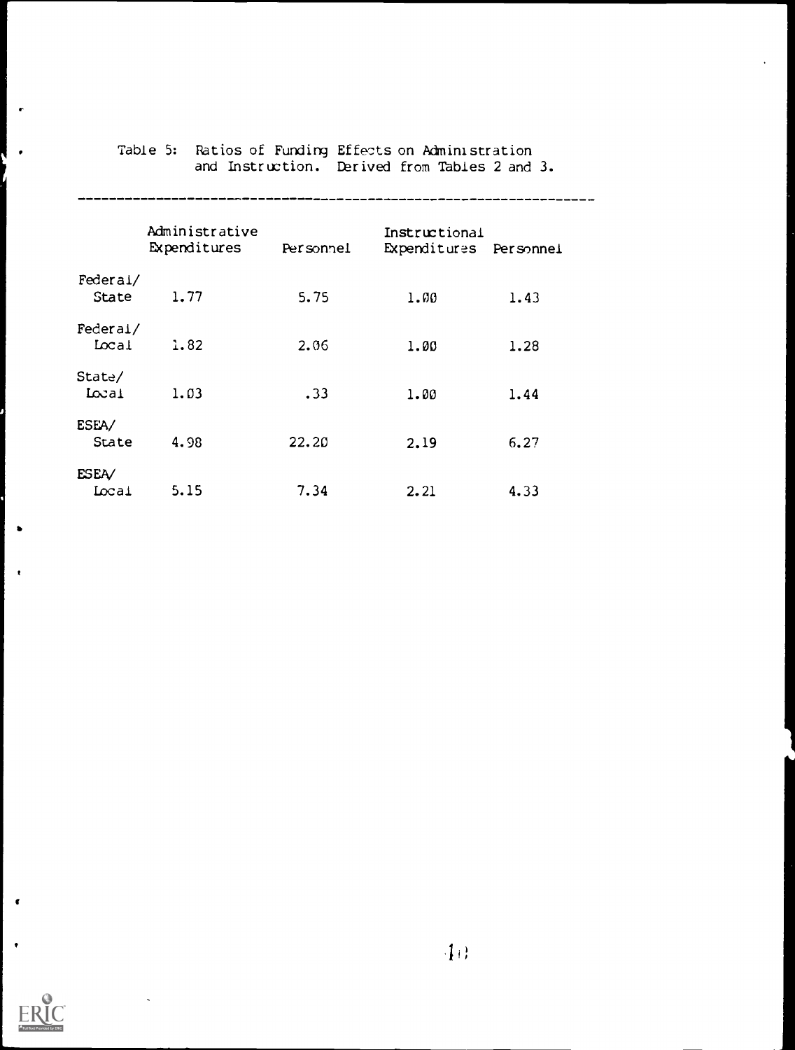Table 5: Ratios of Funding Effects on Administration and Instruction. Derived from Tables 2 and 3.

| | Administrative Expenditures | Personnel | Instructional Expenditures | Personnel |
|---|---|---|---|---|
| Federal/ State | 1.77 | 5.75 | 1.00 | 1.43 |
| Federal/ Local | 1.82 | 2.06 | 1.00 | 1.28 |
| State/ Local | 1.03 | .33 | 1.00 | 1.44 |
| ESEA/ State | 4.98 | 22.20 | 2.19 | 6.27 |
| ESEA/ Local | 5.15 | 7.34 | 2.21 | 4.33 |